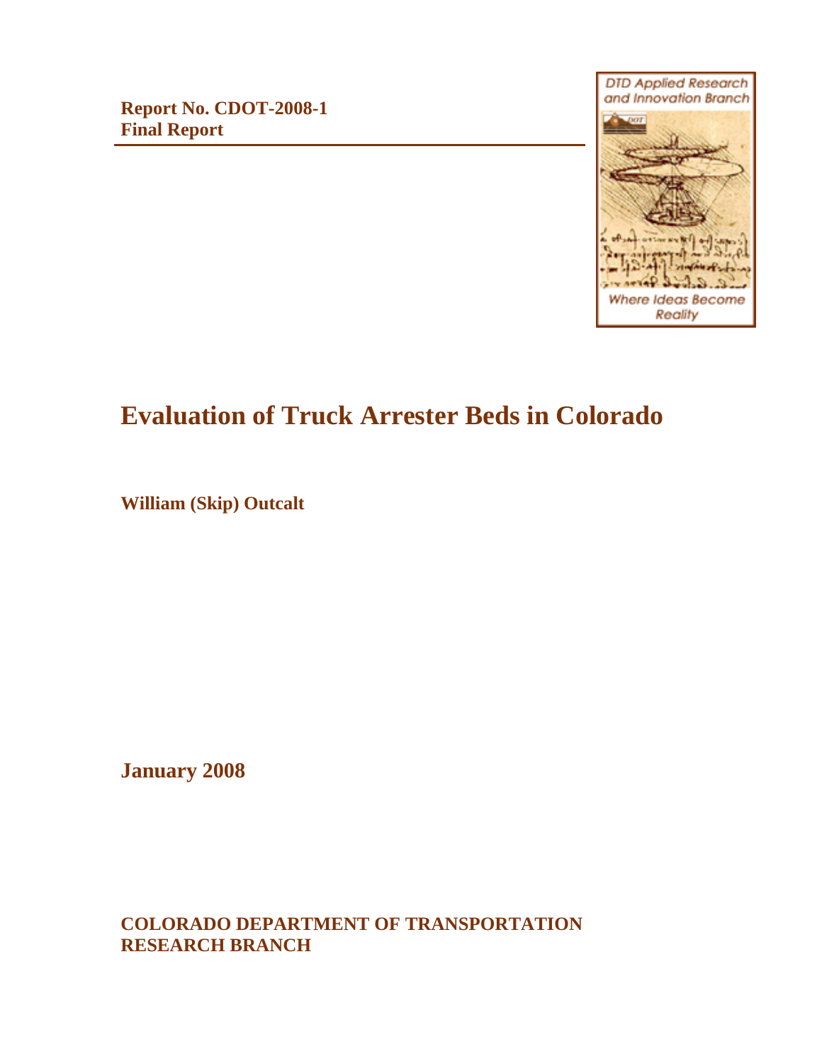**Report No. CDOT-2008-1**
**Final Report**

DTD Applied Research and Innovation Branch

Where Ideas Become Reality

# Evaluation of Truck Arrester Beds in Colorado

**William (Skip) Outcalt**

**January 2008**

**COLORADO DEPARTMENT OF TRANSPORTATION**
**RESEARCH BRANCH**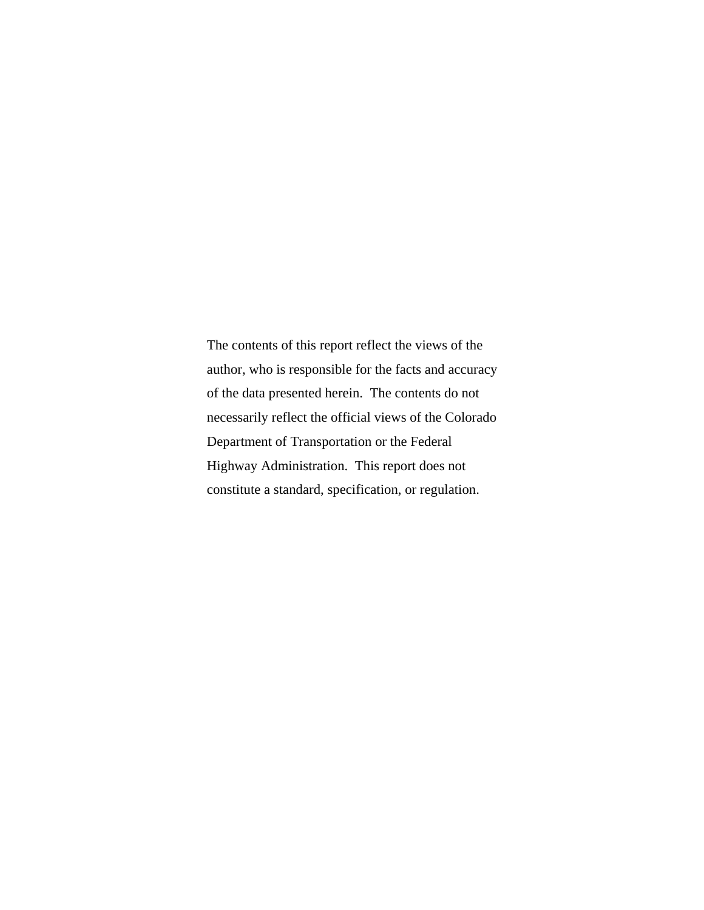The contents of this report reflect the views of the author, who is responsible for the facts and accuracy of the data presented herein. The contents do not necessarily reflect the official views of the Colorado Department of Transportation or the Federal Highway Administration. This report does not constitute a standard, specification, or regulation.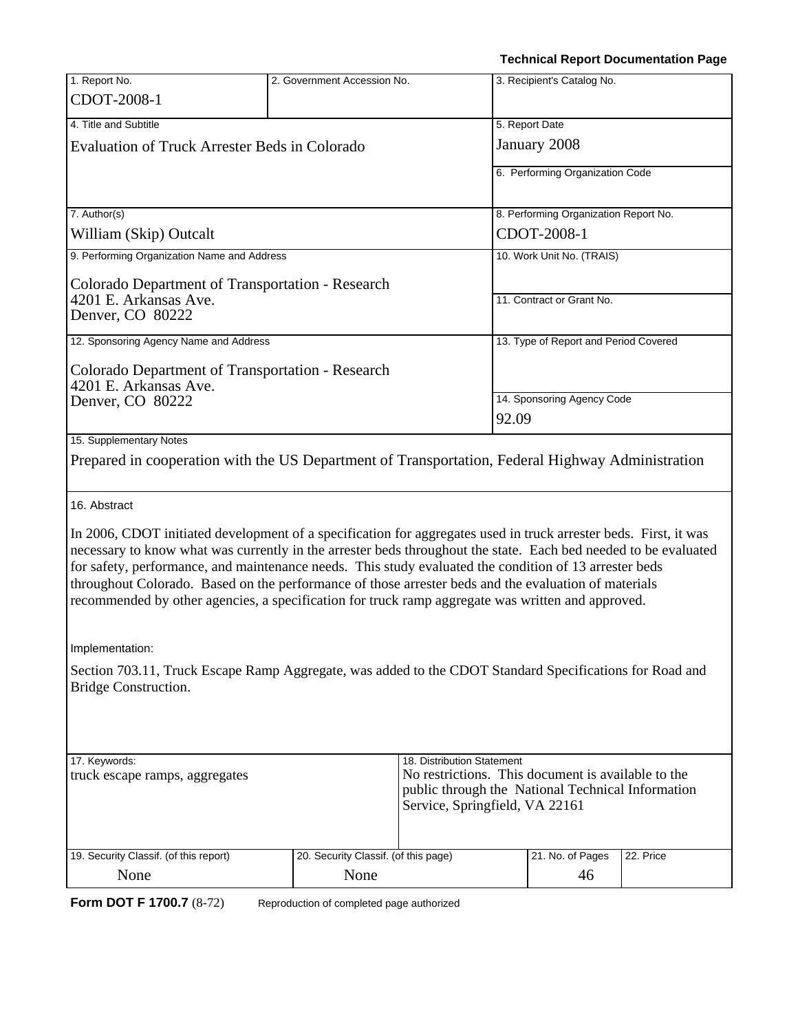**Technical Report Documentation Page**

| 1. Report No. | 2. Government Accession No. | 3. Recipient's Catalog No. |
|---|---|---|
| CDOT-2008-1 | | |

| 4. Title and Subtitle | 5. Report Date |
|---|---|
| Evaluation of Truck Arrester Beds in Colorado | January 2008 |
| | 6. Performing Organization Code |
| 7. Author(s) | 8. Performing Organization Report No. |
| William (Skip) Outcalt | CDOT-2008-1 |
| 9. Performing Organization Name and Address | 10. Work Unit No. (TRAIS) |
| Colorado Department of Transportation - Research<br>4201 E. Arkansas Ave.<br>Denver, CO 80222 | 11. Contract or Grant No. |
| 12. Sponsoring Agency Name and Address | 13. Type of Report and Period Covered |
| Colorado Department of Transportation - Research<br>4201 E. Arkansas Ave.<br>Denver, CO 80222 | 14. Sponsoring Agency Code<br>92.09 |

15. Supplementary Notes

Prepared in cooperation with the US Department of Transportation, Federal Highway Administration

16. Abstract

In 2006, CDOT initiated development of a specification for aggregates used in truck arrester beds. First, it was necessary to know what was currently in the arrester beds throughout the state. Each bed needed to be evaluated for safety, performance, and maintenance needs. This study evaluated the condition of 13 arrester beds throughout Colorado. Based on the performance of those arrester beds and the evaluation of materials recommended by other agencies, a specification for truck ramp aggregate was written and approved.

Implementation:

Section 703.11, Truck Escape Ramp Aggregate, was added to the CDOT Standard Specifications for Road and Bridge Construction.

| 17. Keywords: | 18. Distribution Statement |
|---|---|
| truck escape ramps, aggregates | No restrictions. This document is available to the public through the National Technical Information Service, Springfield, VA 22161 |

| 19. Security Classif. (of this report) | 20. Security Classif. (of this page) | 21. No. of Pages | 22. Price |
|---|---|---|---|
| None | None | 46 | |

**Form DOT F 1700.7** (8-72) Reproduction of completed page authorized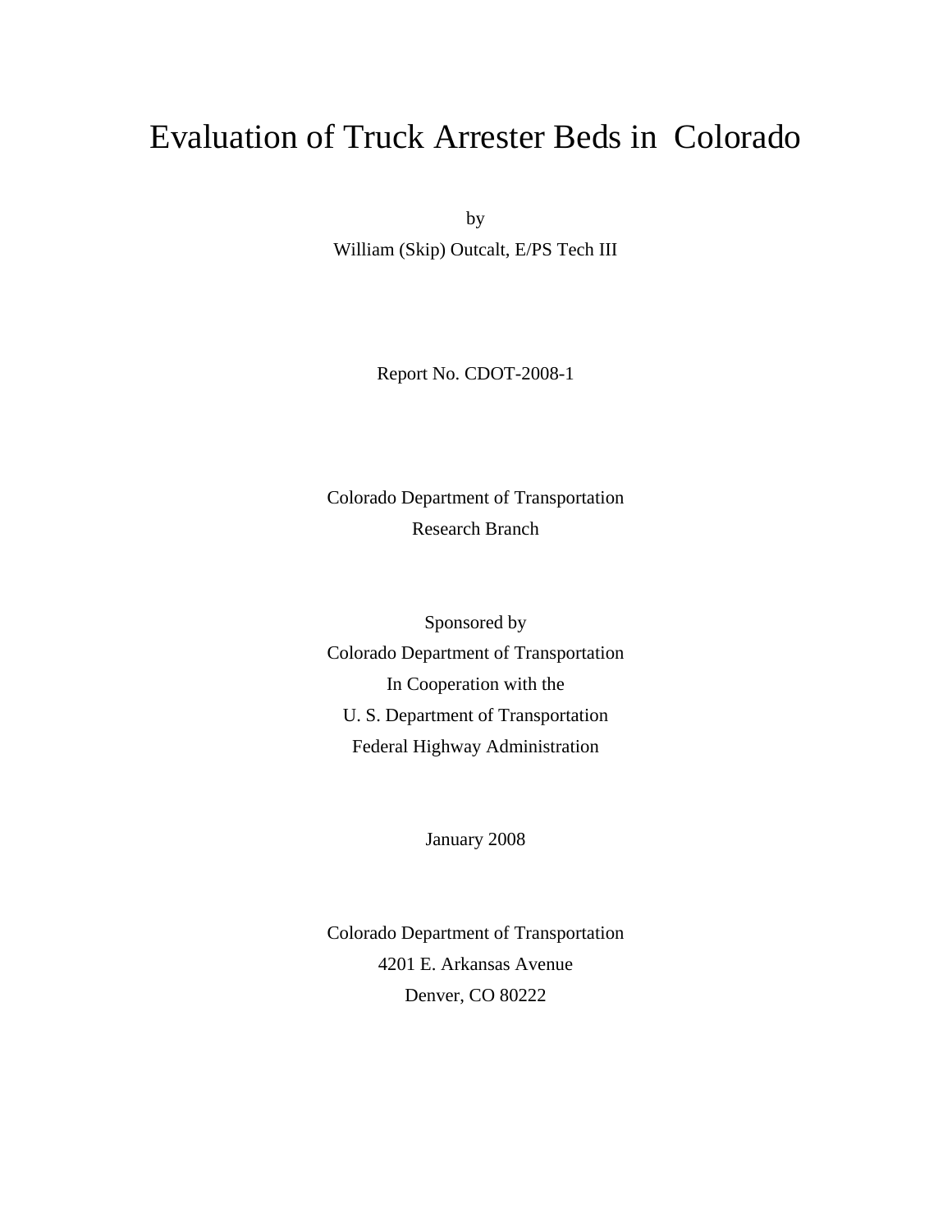# Evaluation of Truck Arrester Beds in Colorado

by

William (Skip) Outcalt, E/PS Tech III

Report No. CDOT-2008-1

Colorado Department of Transportation
Research Branch

Sponsored by
Colorado Department of Transportation
In Cooperation with the
U. S. Department of Transportation
Federal Highway Administration

January 2008

Colorado Department of Transportation
4201 E. Arkansas Avenue
Denver, CO 80222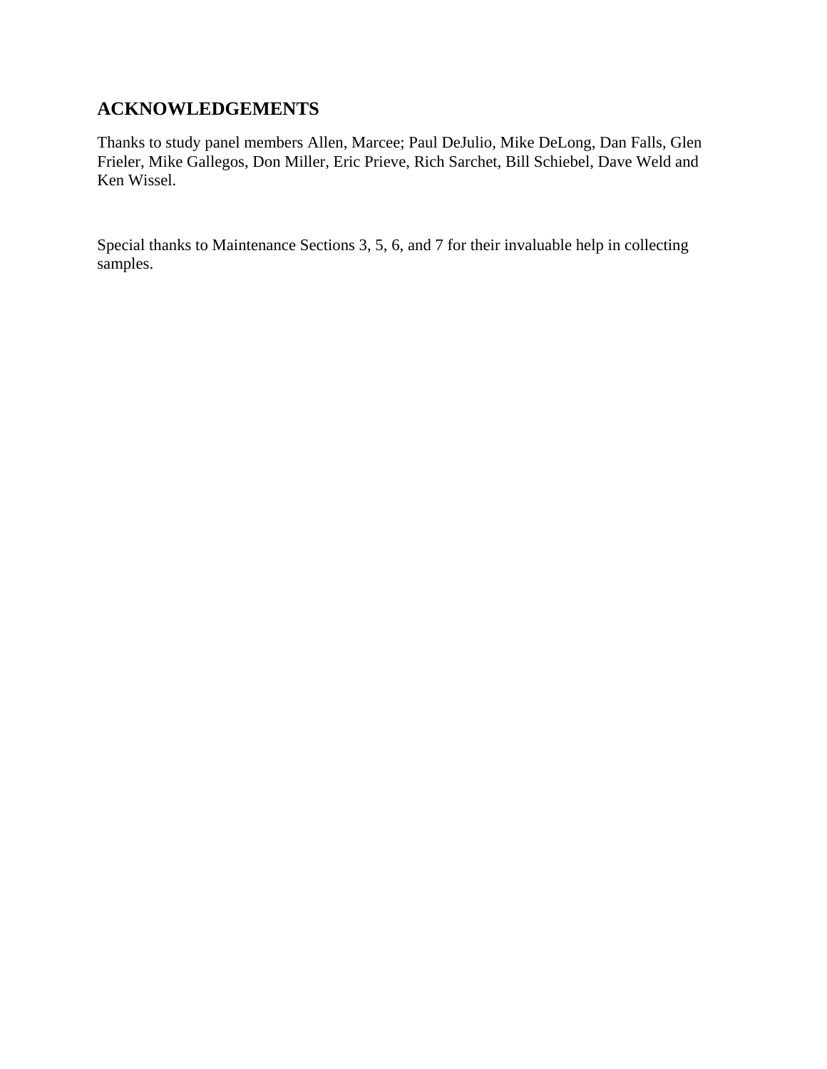## ACKNOWLEDGEMENTS

Thanks to study panel members Allen, Marcee; Paul DeJulio, Mike DeLong, Dan Falls, Glen Frieler, Mike Gallegos, Don Miller, Eric Prieve, Rich Sarchet, Bill Schiebel, Dave Weld and Ken Wissel.

Special thanks to Maintenance Sections 3, 5, 6, and 7 for their invaluable help in collecting samples.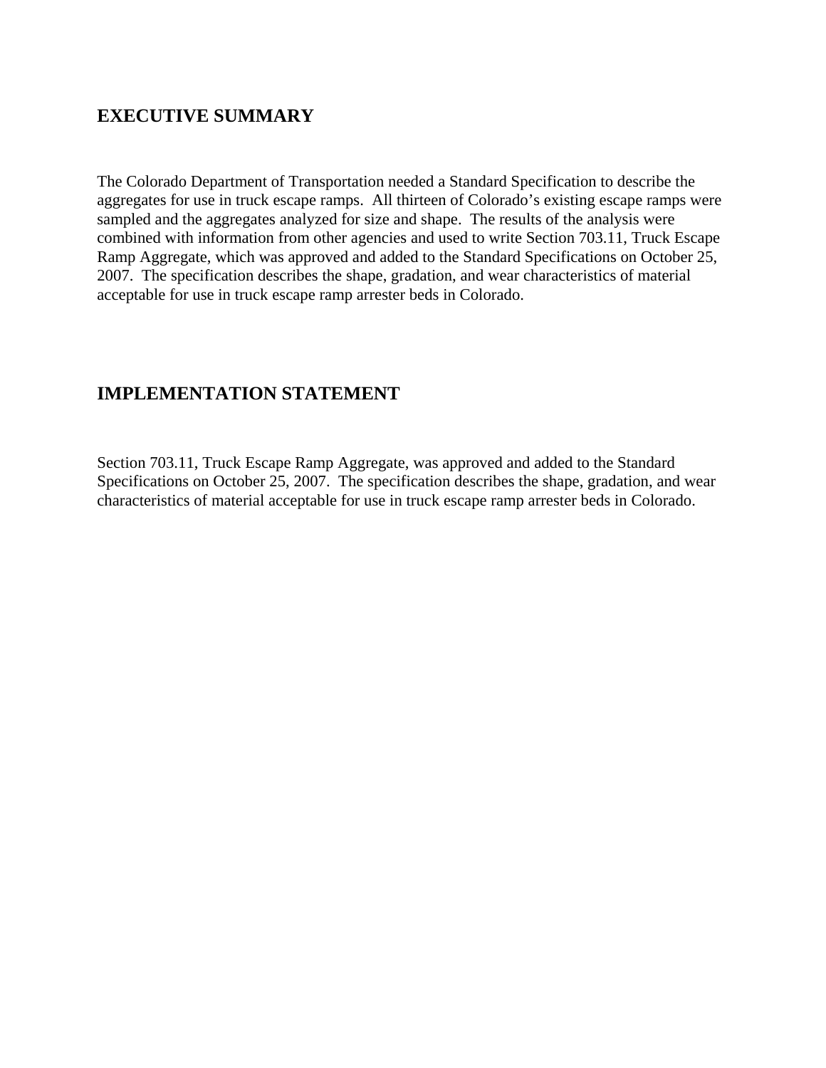## EXECUTIVE SUMMARY

The Colorado Department of Transportation needed a Standard Specification to describe the aggregates for use in truck escape ramps. All thirteen of Colorado's existing escape ramps were sampled and the aggregates analyzed for size and shape. The results of the analysis were combined with information from other agencies and used to write Section 703.11, Truck Escape Ramp Aggregate, which was approved and added to the Standard Specifications on October 25, 2007. The specification describes the shape, gradation, and wear characteristics of material acceptable for use in truck escape ramp arrester beds in Colorado.

## IMPLEMENTATION STATEMENT

Section 703.11, Truck Escape Ramp Aggregate, was approved and added to the Standard Specifications on October 25, 2007. The specification describes the shape, gradation, and wear characteristics of material acceptable for use in truck escape ramp arrester beds in Colorado.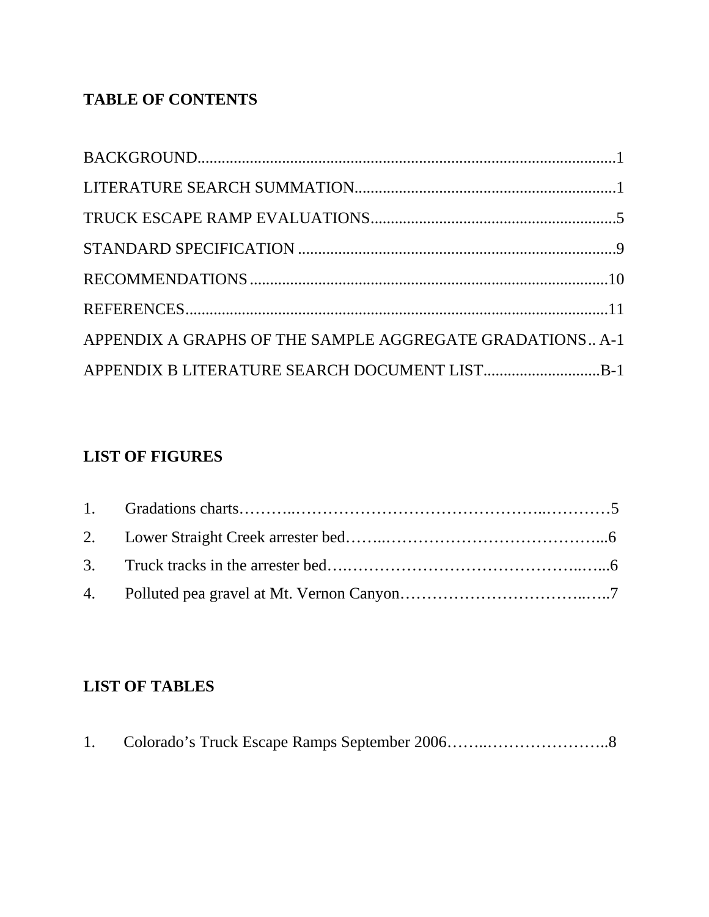## TABLE OF CONTENTS

BACKGROUND......................................................................................................1

LITERATURE SEARCH SUMMATION................................................................1

TRUCK ESCAPE RAMP EVALUATIONS............................................................5

STANDARD SPECIFICATION .............................................................................9

RECOMMENDATIONS........................................................................................10

REFERENCES.......................................................................................................11

APPENDIX A GRAPHS OF THE SAMPLE AGGREGATE GRADATIONS.. A-1

APPENDIX B LITERATURE SEARCH DOCUMENT LIST.............................B-1

## LIST OF FIGURES

1. Gradations charts………..………………………………………..…………5
2. Lower Straight Creek arrester bed……..…………………………………...6
3. Truck tracks in the arrester bed….……………………………………..…...6
4. Polluted pea gravel at Mt. Vernon Canyon……………………………..…..7

## LIST OF TABLES

1. Colorado's Truck Escape Ramps September 2006……..…………………..8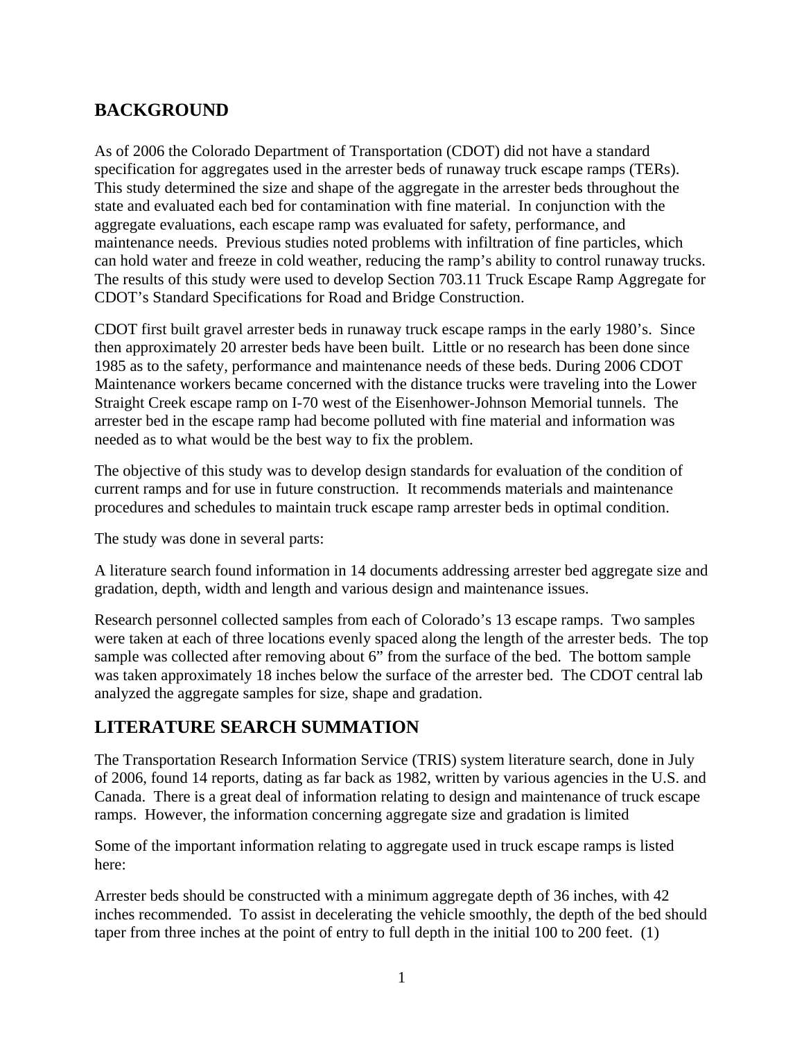## BACKGROUND

As of 2006 the Colorado Department of Transportation (CDOT) did not have a standard specification for aggregates used in the arrester beds of runaway truck escape ramps (TERs). This study determined the size and shape of the aggregate in the arrester beds throughout the state and evaluated each bed for contamination with fine material. In conjunction with the aggregate evaluations, each escape ramp was evaluated for safety, performance, and maintenance needs. Previous studies noted problems with infiltration of fine particles, which can hold water and freeze in cold weather, reducing the ramp's ability to control runaway trucks. The results of this study were used to develop Section 703.11 Truck Escape Ramp Aggregate for CDOT's Standard Specifications for Road and Bridge Construction.

CDOT first built gravel arrester beds in runaway truck escape ramps in the early 1980's. Since then approximately 20 arrester beds have been built. Little or no research has been done since 1985 as to the safety, performance and maintenance needs of these beds. During 2006 CDOT Maintenance workers became concerned with the distance trucks were traveling into the Lower Straight Creek escape ramp on I-70 west of the Eisenhower-Johnson Memorial tunnels. The arrester bed in the escape ramp had become polluted with fine material and information was needed as to what would be the best way to fix the problem.

The objective of this study was to develop design standards for evaluation of the condition of current ramps and for use in future construction. It recommends materials and maintenance procedures and schedules to maintain truck escape ramp arrester beds in optimal condition.

The study was done in several parts:

A literature search found information in 14 documents addressing arrester bed aggregate size and gradation, depth, width and length and various design and maintenance issues.

Research personnel collected samples from each of Colorado's 13 escape ramps. Two samples were taken at each of three locations evenly spaced along the length of the arrester beds. The top sample was collected after removing about 6" from the surface of the bed. The bottom sample was taken approximately 18 inches below the surface of the arrester bed. The CDOT central lab analyzed the aggregate samples for size, shape and gradation.

## LITERATURE SEARCH SUMMATION

The Transportation Research Information Service (TRIS) system literature search, done in July of 2006, found 14 reports, dating as far back as 1982, written by various agencies in the U.S. and Canada. There is a great deal of information relating to design and maintenance of truck escape ramps. However, the information concerning aggregate size and gradation is limited

Some of the important information relating to aggregate used in truck escape ramps is listed here:

Arrester beds should be constructed with a minimum aggregate depth of 36 inches, with 42 inches recommended. To assist in decelerating the vehicle smoothly, the depth of the bed should taper from three inches at the point of entry to full depth in the initial 100 to 200 feet. (1)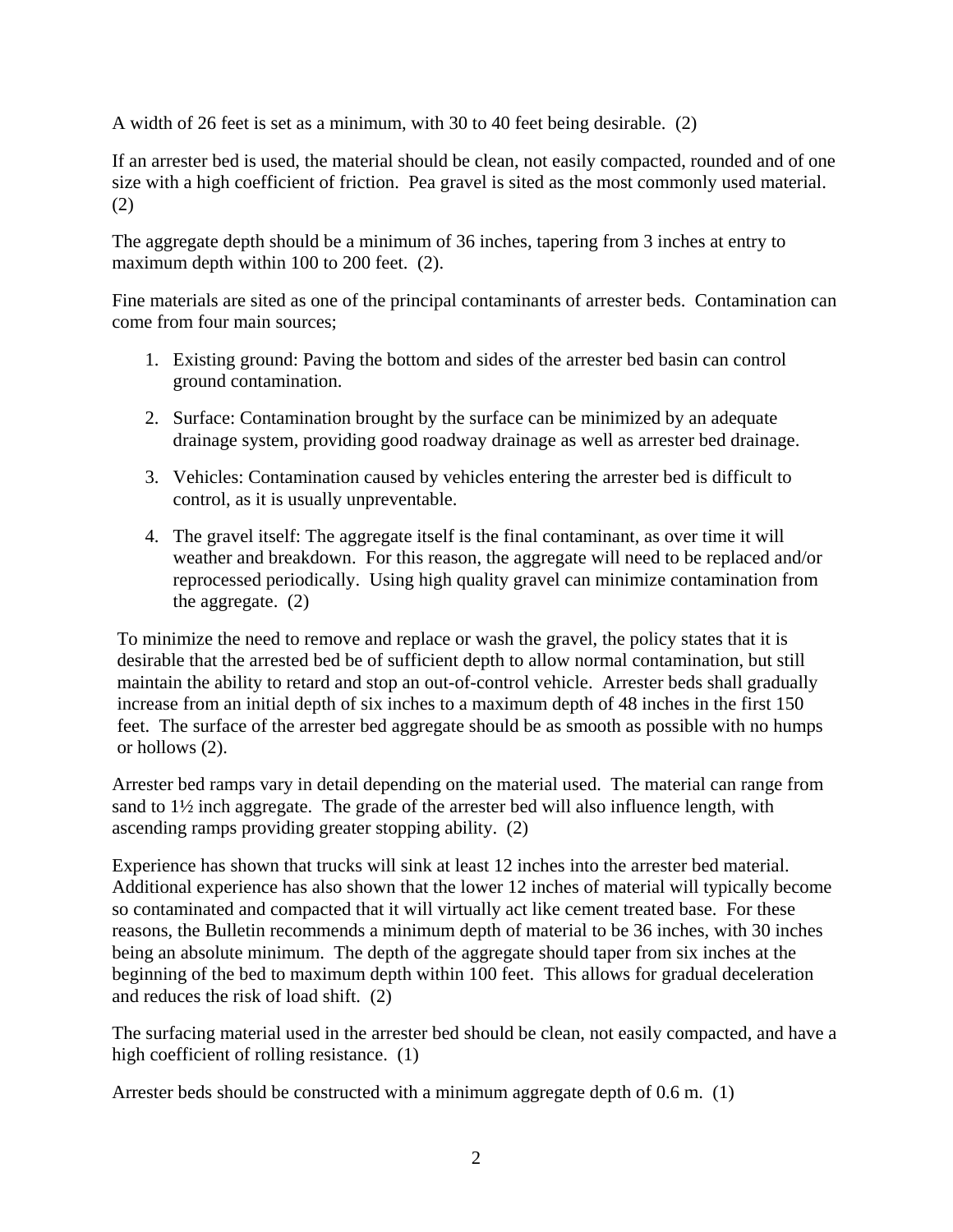A width of 26 feet is set as a minimum, with 30 to 40 feet being desirable.  (2)

If an arrester bed is used, the material should be clean, not easily compacted, rounded and of one size with a high coefficient of friction.  Pea gravel is sited as the most commonly used material.  (2)

The aggregate depth should be a minimum of 36 inches, tapering from 3 inches at entry to maximum depth within 100 to 200 feet.  (2).

Fine materials are sited as one of the principal contaminants of arrester beds.  Contamination can come from four main sources;

1. Existing ground: Paving the bottom and sides of the arrester bed basin can control ground contamination.
2. Surface: Contamination brought by the surface can be minimized by an adequate drainage system, providing good roadway drainage as well as arrester bed drainage.
3. Vehicles: Contamination caused by vehicles entering the arrester bed is difficult to control, as it is usually unpreventable.
4. The gravel itself: The aggregate itself is the final contaminant, as over time it will weather and breakdown.  For this reason, the aggregate will need to be replaced and/or reprocessed periodically.  Using high quality gravel can minimize contamination from the aggregate.  (2)

To minimize the need to remove and replace or wash the gravel, the policy states that it is desirable that the arrested bed be of sufficient depth to allow normal contamination, but still maintain the ability to retard and stop an out-of-control vehicle.  Arrester beds shall gradually increase from an initial depth of six inches to a maximum depth of 48 inches in the first 150 feet.  The surface of the arrester bed aggregate should be as smooth as possible with no humps or hollows (2).

Arrester bed ramps vary in detail depending on the material used.  The material can range from sand to 1½ inch aggregate.  The grade of the arrester bed will also influence length, with ascending ramps providing greater stopping ability.  (2)

Experience has shown that trucks will sink at least 12 inches into the arrester bed material.  Additional experience has also shown that the lower 12 inches of material will typically become so contaminated and compacted that it will virtually act like cement treated base.  For these reasons, the Bulletin recommends a minimum depth of material to be 36 inches, with 30 inches being an absolute minimum.  The depth of the aggregate should taper from six inches at the beginning of the bed to maximum depth within 100 feet.  This allows for gradual deceleration and reduces the risk of load shift.  (2)

The surfacing material used in the arrester bed should be clean, not easily compacted, and have a high coefficient of rolling resistance.  (1)

Arrester beds should be constructed with a minimum aggregate depth of 0.6 m.  (1)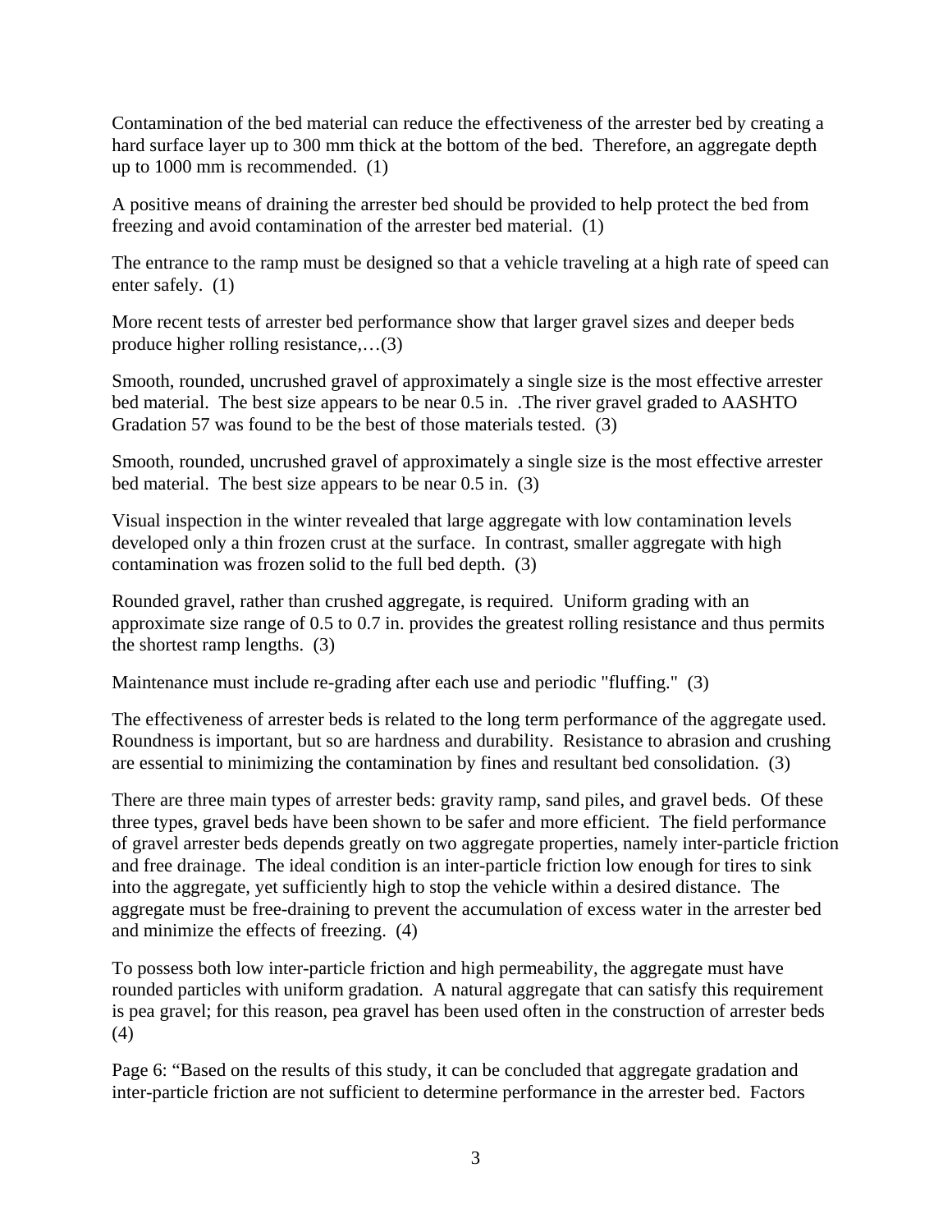Contamination of the bed material can reduce the effectiveness of the arrester bed by creating a hard surface layer up to 300 mm thick at the bottom of the bed. Therefore, an aggregate depth up to 1000 mm is recommended. (1)

A positive means of draining the arrester bed should be provided to help protect the bed from freezing and avoid contamination of the arrester bed material. (1)

The entrance to the ramp must be designed so that a vehicle traveling at a high rate of speed can enter safely. (1)

More recent tests of arrester bed performance show that larger gravel sizes and deeper beds produce higher rolling resistance,…(3)

Smooth, rounded, uncrushed gravel of approximately a single size is the most effective arrester bed material. The best size appears to be near 0.5 in. .The river gravel graded to AASHTO Gradation 57 was found to be the best of those materials tested. (3)

Smooth, rounded, uncrushed gravel of approximately a single size is the most effective arrester bed material. The best size appears to be near 0.5 in. (3)

Visual inspection in the winter revealed that large aggregate with low contamination levels developed only a thin frozen crust at the surface. In contrast, smaller aggregate with high contamination was frozen solid to the full bed depth. (3)

Rounded gravel, rather than crushed aggregate, is required. Uniform grading with an approximate size range of 0.5 to 0.7 in. provides the greatest rolling resistance and thus permits the shortest ramp lengths. (3)

Maintenance must include re-grading after each use and periodic "fluffing." (3)

The effectiveness of arrester beds is related to the long term performance of the aggregate used. Roundness is important, but so are hardness and durability. Resistance to abrasion and crushing are essential to minimizing the contamination by fines and resultant bed consolidation. (3)

There are three main types of arrester beds: gravity ramp, sand piles, and gravel beds. Of these three types, gravel beds have been shown to be safer and more efficient. The field performance of gravel arrester beds depends greatly on two aggregate properties, namely inter-particle friction and free drainage. The ideal condition is an inter-particle friction low enough for tires to sink into the aggregate, yet sufficiently high to stop the vehicle within a desired distance. The aggregate must be free-draining to prevent the accumulation of excess water in the arrester bed and minimize the effects of freezing. (4)

To possess both low inter-particle friction and high permeability, the aggregate must have rounded particles with uniform gradation. A natural aggregate that can satisfy this requirement is pea gravel; for this reason, pea gravel has been used often in the construction of arrester beds (4)

Page 6: "Based on the results of this study, it can be concluded that aggregate gradation and inter-particle friction are not sufficient to determine performance in the arrester bed. Factors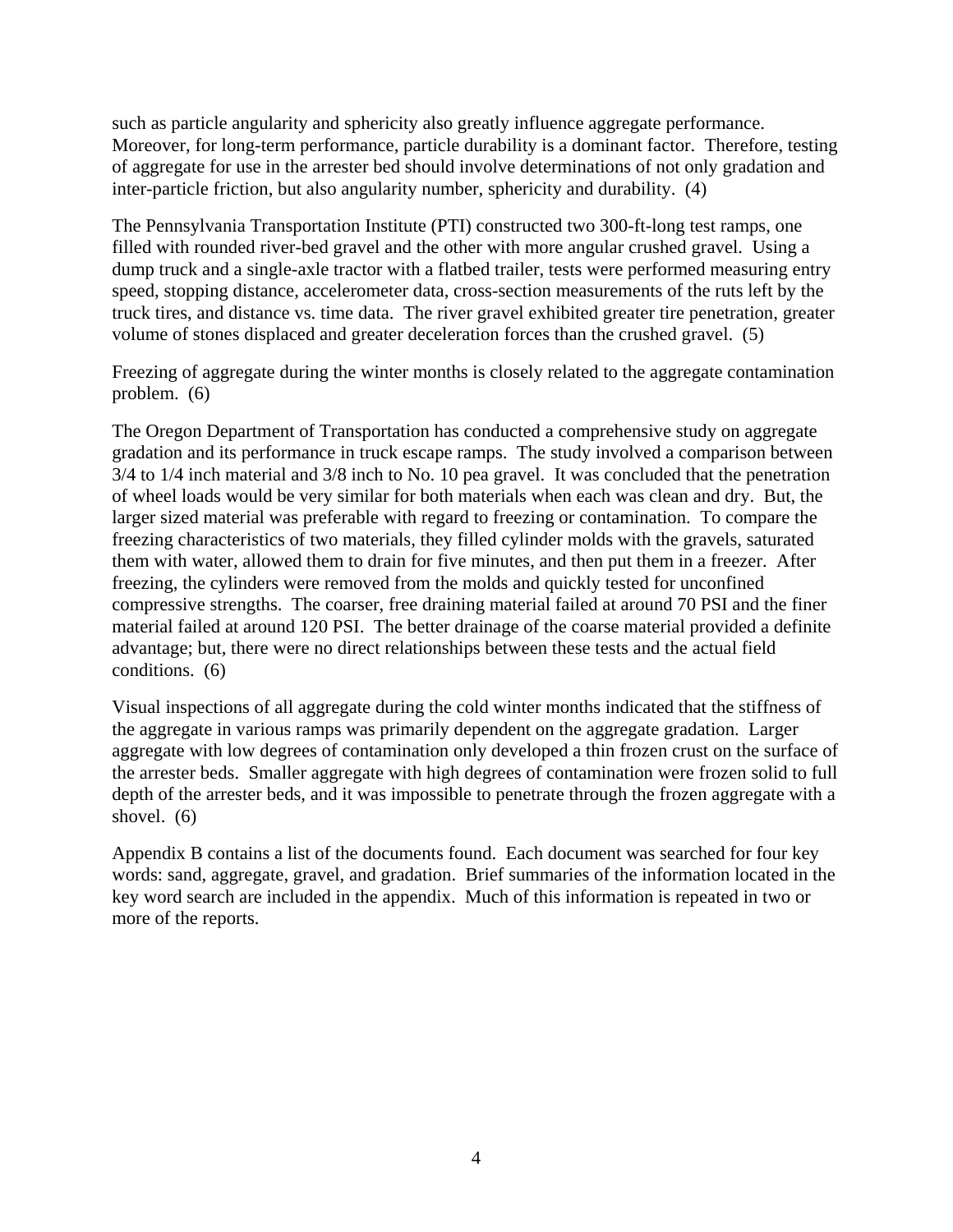such as particle angularity and sphericity also greatly influence aggregate performance. Moreover, for long-term performance, particle durability is a dominant factor. Therefore, testing of aggregate for use in the arrester bed should involve determinations of not only gradation and inter-particle friction, but also angularity number, sphericity and durability. (4)

The Pennsylvania Transportation Institute (PTI) constructed two 300-ft-long test ramps, one filled with rounded river-bed gravel and the other with more angular crushed gravel. Using a dump truck and a single-axle tractor with a flatbed trailer, tests were performed measuring entry speed, stopping distance, accelerometer data, cross-section measurements of the ruts left by the truck tires, and distance vs. time data. The river gravel exhibited greater tire penetration, greater volume of stones displaced and greater deceleration forces than the crushed gravel. (5)

Freezing of aggregate during the winter months is closely related to the aggregate contamination problem. (6)

The Oregon Department of Transportation has conducted a comprehensive study on aggregate gradation and its performance in truck escape ramps. The study involved a comparison between 3/4 to 1/4 inch material and 3/8 inch to No. 10 pea gravel. It was concluded that the penetration of wheel loads would be very similar for both materials when each was clean and dry. But, the larger sized material was preferable with regard to freezing or contamination. To compare the freezing characteristics of two materials, they filled cylinder molds with the gravels, saturated them with water, allowed them to drain for five minutes, and then put them in a freezer. After freezing, the cylinders were removed from the molds and quickly tested for unconfined compressive strengths. The coarser, free draining material failed at around 70 PSI and the finer material failed at around 120 PSI. The better drainage of the coarse material provided a definite advantage; but, there were no direct relationships between these tests and the actual field conditions. (6)

Visual inspections of all aggregate during the cold winter months indicated that the stiffness of the aggregate in various ramps was primarily dependent on the aggregate gradation. Larger aggregate with low degrees of contamination only developed a thin frozen crust on the surface of the arrester beds. Smaller aggregate with high degrees of contamination were frozen solid to full depth of the arrester beds, and it was impossible to penetrate through the frozen aggregate with a shovel. (6)

Appendix B contains a list of the documents found. Each document was searched for four key words: sand, aggregate, gravel, and gradation. Brief summaries of the information located in the key word search are included in the appendix. Much of this information is repeated in two or more of the reports.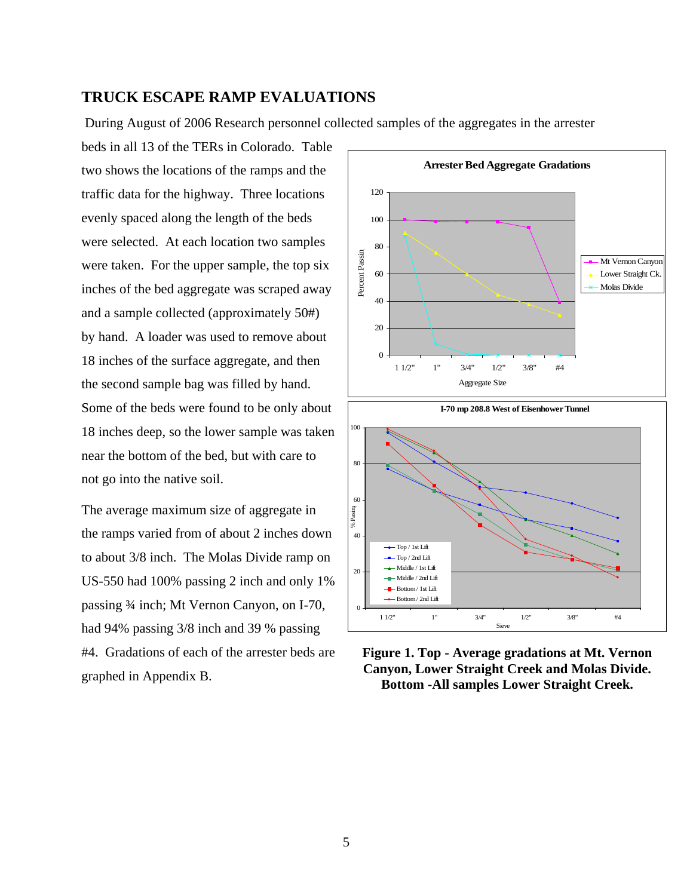## TRUCK ESCAPE RAMP EVALUATIONS

During August of 2006 Research personnel collected samples of the aggregates in the arrester beds in all 13 of the TERs in Colorado. Table two shows the locations of the ramps and the traffic data for the highway. Three locations evenly spaced along the length of the beds were selected. At each location two samples were taken. For the upper sample, the top six inches of the bed aggregate was scraped away and a sample collected (approximately 50#) by hand. A loader was used to remove about 18 inches of the surface aggregate, and then the second sample bag was filled by hand. Some of the beds were found to be only about 18 inches deep, so the lower sample was taken near the bottom of the bed, but with care to not go into the native soil.

The average maximum size of aggregate in the ramps varied from of about 2 inches down to about 3/8 inch. The Molas Divide ramp on US-550 had 100% passing 2 inch and only 1% passing ¾ inch; Mt Vernon Canyon, on I-70, had 94% passing 3/8 inch and 39 % passing #4. Gradations of each of the arrester beds are graphed in Appendix B.

**Figure 1. Top - Average gradations at Mt. Vernon Canyon, Lower Straight Creek and Molas Divide. Bottom -All samples Lower Straight Creek.**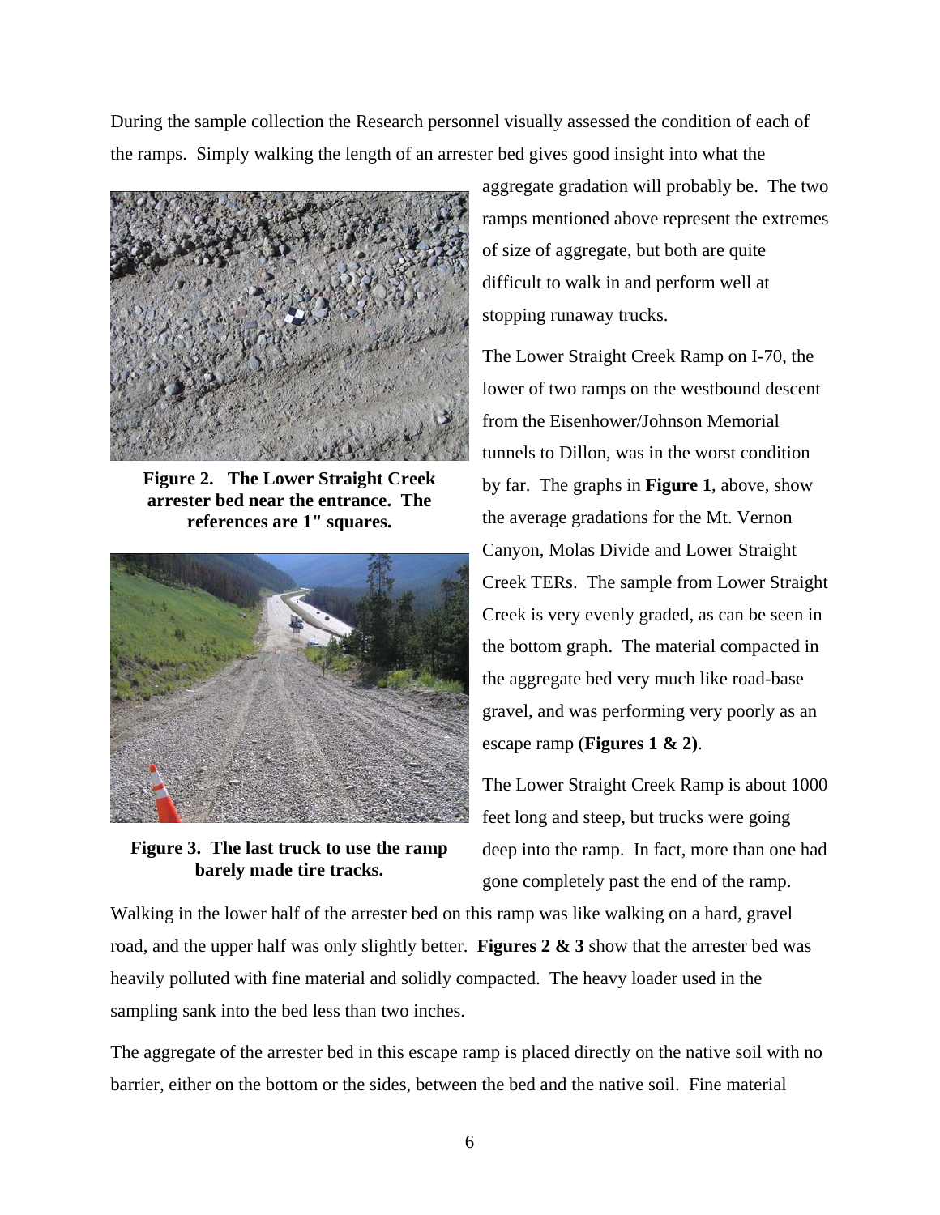During the sample collection the Research personnel visually assessed the condition of each of the ramps. Simply walking the length of an arrester bed gives good insight into what the aggregate gradation will probably be. The two ramps mentioned above represent the extremes of size of aggregate, but both are quite difficult to walk in and perform well at stopping runaway trucks.

**Figure 2. The Lower Straight Creek arrester bed near the entrance. The references are 1" squares.**

**Figure 3. The last truck to use the ramp barely made tire tracks.**

The Lower Straight Creek Ramp on I-70, the lower of two ramps on the westbound descent from the Eisenhower/Johnson Memorial tunnels to Dillon, was in the worst condition by far. The graphs in **Figure 1**, above, show the average gradations for the Mt. Vernon Canyon, Molas Divide and Lower Straight Creek TERs. The sample from Lower Straight Creek is very evenly graded, as can be seen in the bottom graph. The material compacted in the aggregate bed very much like road-base gravel, and was performing very poorly as an escape ramp (**Figures 1 & 2)**.

The Lower Straight Creek Ramp is about 1000 feet long and steep, but trucks were going deep into the ramp. In fact, more than one had gone completely past the end of the ramp. Walking in the lower half of the arrester bed on this ramp was like walking on a hard, gravel road, and the upper half was only slightly better. **Figures 2 & 3** show that the arrester bed was heavily polluted with fine material and solidly compacted. The heavy loader used in the sampling sank into the bed less than two inches.

The aggregate of the arrester bed in this escape ramp is placed directly on the native soil with no barrier, either on the bottom or the sides, between the bed and the native soil. Fine material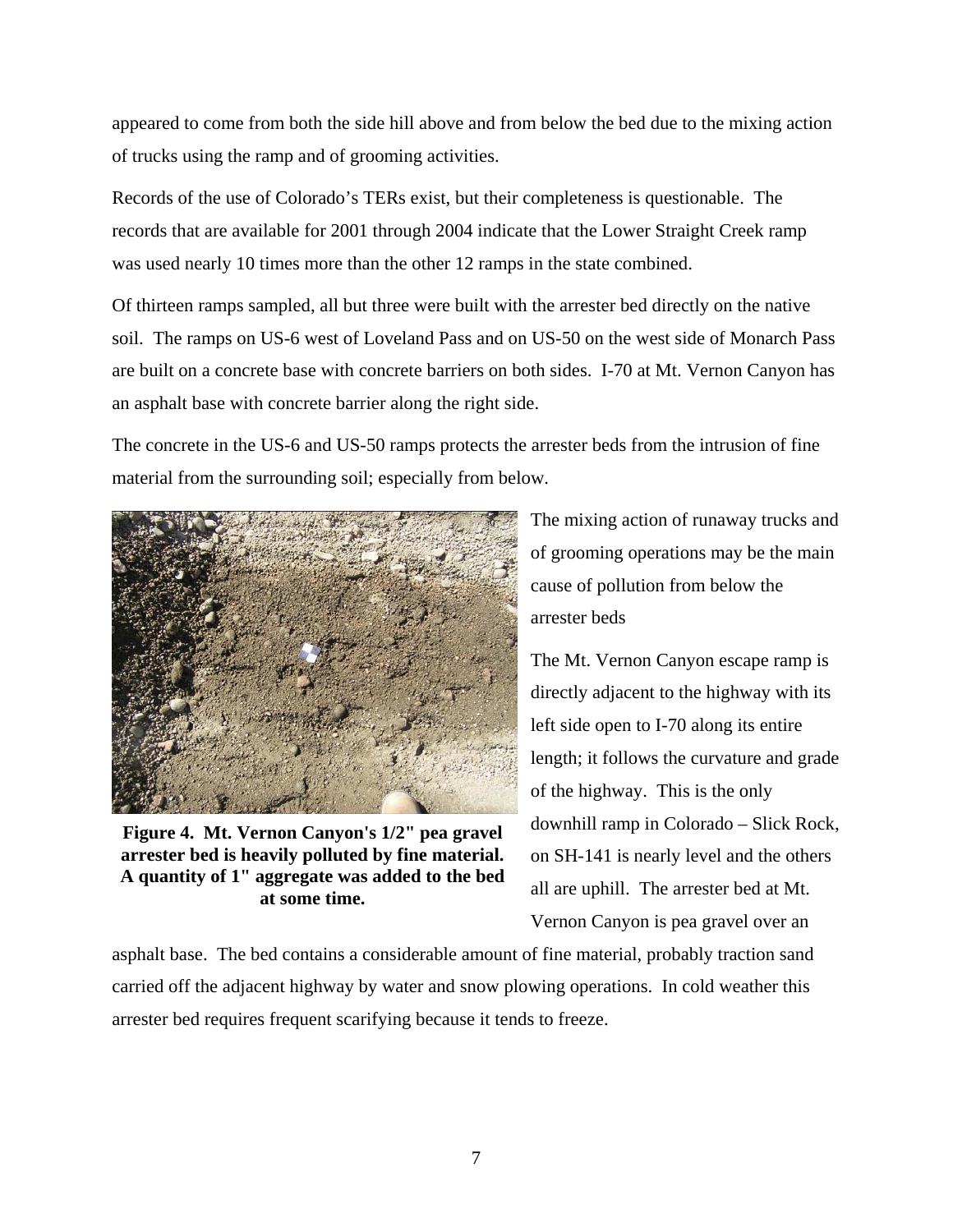appeared to come from both the side hill above and from below the bed due to the mixing action of trucks using the ramp and of grooming activities.

Records of the use of Colorado's TERs exist, but their completeness is questionable. The records that are available for 2001 through 2004 indicate that the Lower Straight Creek ramp was used nearly 10 times more than the other 12 ramps in the state combined.

Of thirteen ramps sampled, all but three were built with the arrester bed directly on the native soil. The ramps on US-6 west of Loveland Pass and on US-50 on the west side of Monarch Pass are built on a concrete base with concrete barriers on both sides. I-70 at Mt. Vernon Canyon has an asphalt base with concrete barrier along the right side.

The concrete in the US-6 and US-50 ramps protects the arrester beds from the intrusion of fine material from the surrounding soil; especially from below.

**Figure 4. Mt. Vernon Canyon's 1/2" pea gravel arrester bed is heavily polluted by fine material. A quantity of 1" aggregate was added to the bed at some time.**

The mixing action of runaway trucks and of grooming operations may be the main cause of pollution from below the arrester beds

The Mt. Vernon Canyon escape ramp is directly adjacent to the highway with its left side open to I-70 along its entire length; it follows the curvature and grade of the highway. This is the only downhill ramp in Colorado – Slick Rock, on SH-141 is nearly level and the others all are uphill. The arrester bed at Mt. Vernon Canyon is pea gravel over an asphalt base. The bed contains a considerable amount of fine material, probably traction sand carried off the adjacent highway by water and snow plowing operations. In cold weather this arrester bed requires frequent scarifying because it tends to freeze.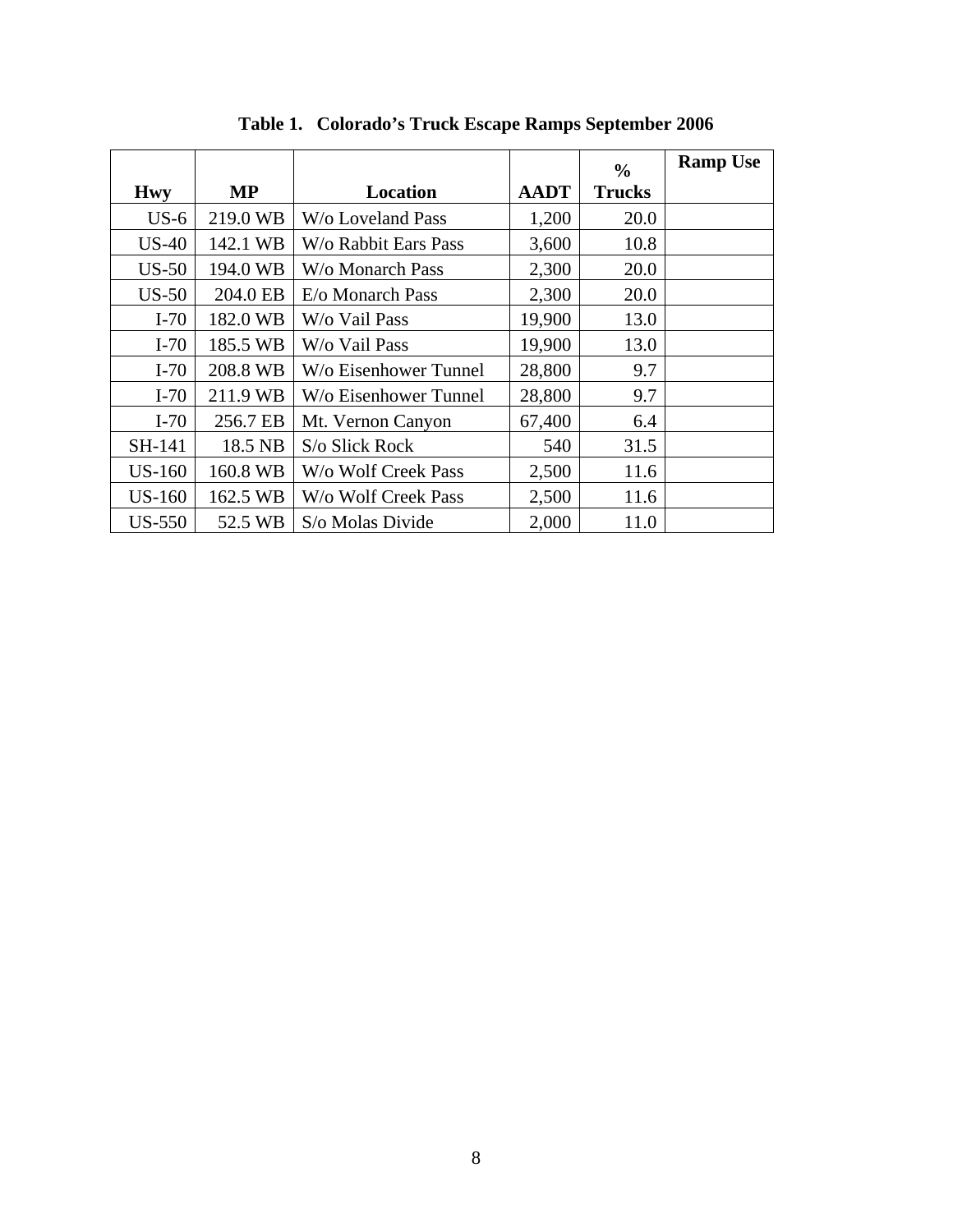**Table 1. Colorado's Truck Escape Ramps September 2006**

| Hwy | MP | Location | AADT | % Trucks | Ramp Use |
|---|---|---|---|---|---|
| US-6 | 219.0 WB | W/o Loveland Pass | 1,200 | 20.0 | |
| US-40 | 142.1 WB | W/o Rabbit Ears Pass | 3,600 | 10.8 | |
| US-50 | 194.0 WB | W/o Monarch Pass | 2,300 | 20.0 | |
| US-50 | 204.0 EB | E/o Monarch Pass | 2,300 | 20.0 | |
| I-70 | 182.0 WB | W/o Vail Pass | 19,900 | 13.0 | |
| I-70 | 185.5 WB | W/o Vail Pass | 19,900 | 13.0 | |
| I-70 | 208.8 WB | W/o Eisenhower Tunnel | 28,800 | 9.7 | |
| I-70 | 211.9 WB | W/o Eisenhower Tunnel | 28,800 | 9.7 | |
| I-70 | 256.7 EB | Mt. Vernon Canyon | 67,400 | 6.4 | |
| SH-141 | 18.5 NB | S/o Slick Rock | 540 | 31.5 | |
| US-160 | 160.8 WB | W/o Wolf Creek Pass | 2,500 | 11.6 | |
| US-160 | 162.5 WB | W/o Wolf Creek Pass | 2,500 | 11.6 | |
| US-550 | 52.5 WB | S/o Molas Divide | 2,000 | 11.0 | |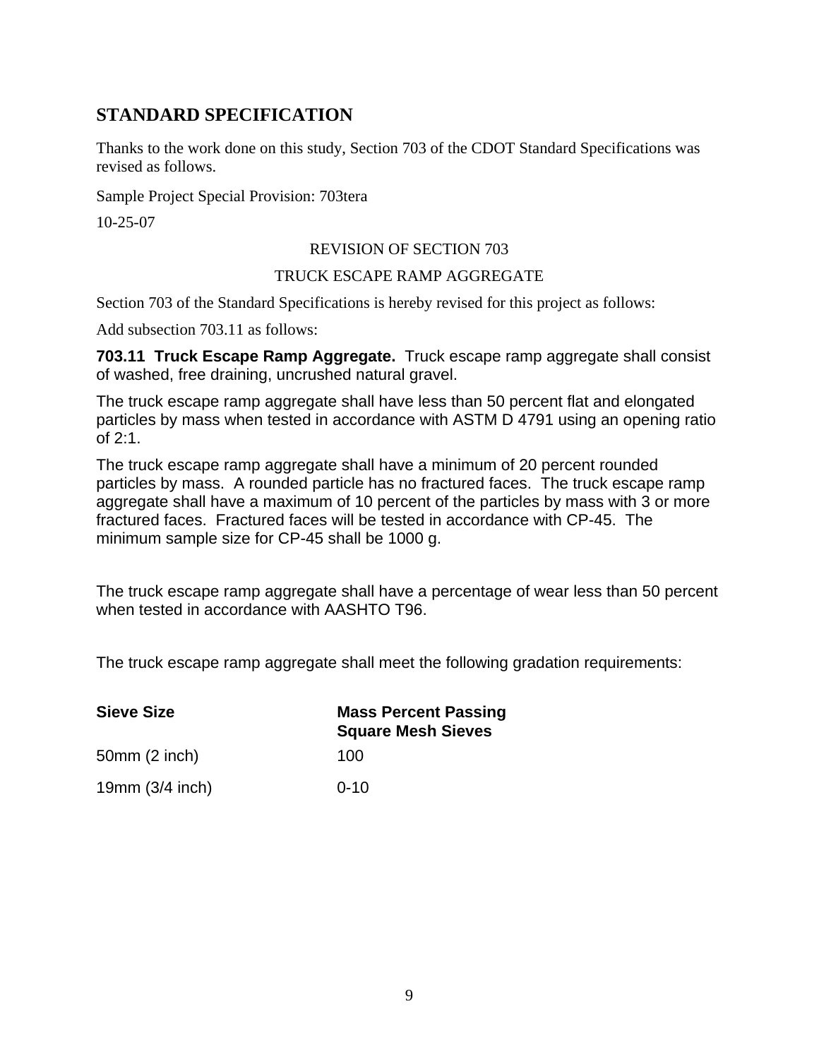## STANDARD SPECIFICATION

Thanks to the work done on this study, Section 703 of the CDOT Standard Specifications was revised as follows.

Sample Project Special Provision: 703tera

10-25-07

REVISION OF SECTION 703

TRUCK ESCAPE RAMP AGGREGATE

Section 703 of the Standard Specifications is hereby revised for this project as follows:

Add subsection 703.11 as follows:

**703.11 Truck Escape Ramp Aggregate.** Truck escape ramp aggregate shall consist of washed, free draining, uncrushed natural gravel.

The truck escape ramp aggregate shall have less than 50 percent flat and elongated particles by mass when tested in accordance with ASTM D 4791 using an opening ratio of 2:1.

The truck escape ramp aggregate shall have a minimum of 20 percent rounded particles by mass. A rounded particle has no fractured faces. The truck escape ramp aggregate shall have a maximum of 10 percent of the particles by mass with 3 or more fractured faces. Fractured faces will be tested in accordance with CP-45. The minimum sample size for CP-45 shall be 1000 g.

The truck escape ramp aggregate shall have a percentage of wear less than 50 percent when tested in accordance with AASHTO T96.

The truck escape ramp aggregate shall meet the following gradation requirements:

| Sieve Size | Mass Percent Passing Square Mesh Sieves |
|---|---|
| 50mm (2 inch) | 100 |
| 19mm (3/4 inch) | 0-10 |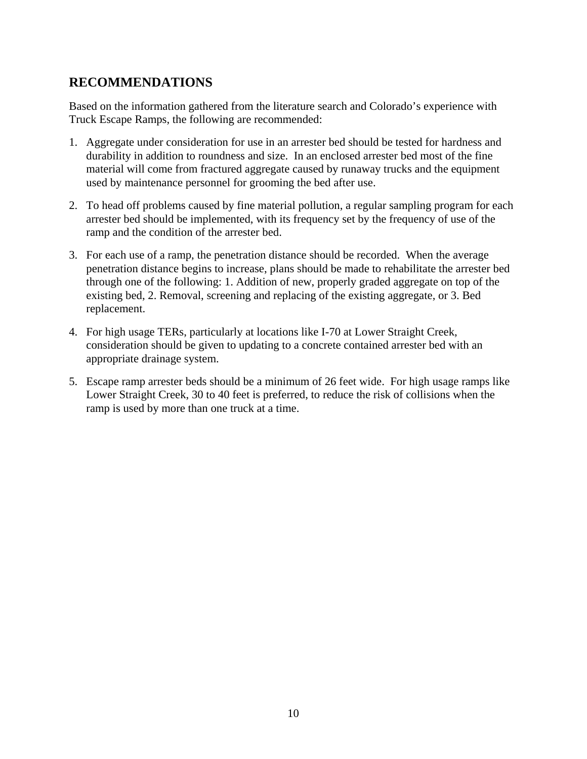## RECOMMENDATIONS

Based on the information gathered from the literature search and Colorado's experience with Truck Escape Ramps, the following are recommended:

1. Aggregate under consideration for use in an arrester bed should be tested for hardness and durability in addition to roundness and size. In an enclosed arrester bed most of the fine material will come from fractured aggregate caused by runaway trucks and the equipment used by maintenance personnel for grooming the bed after use.

2. To head off problems caused by fine material pollution, a regular sampling program for each arrester bed should be implemented, with its frequency set by the frequency of use of the ramp and the condition of the arrester bed.

3. For each use of a ramp, the penetration distance should be recorded. When the average penetration distance begins to increase, plans should be made to rehabilitate the arrester bed through one of the following: 1. Addition of new, properly graded aggregate on top of the existing bed, 2. Removal, screening and replacing of the existing aggregate, or 3. Bed replacement.

4. For high usage TERs, particularly at locations like I-70 at Lower Straight Creek, consideration should be given to updating to a concrete contained arrester bed with an appropriate drainage system.

5. Escape ramp arrester beds should be a minimum of 26 feet wide. For high usage ramps like Lower Straight Creek, 30 to 40 feet is preferred, to reduce the risk of collisions when the ramp is used by more than one truck at a time.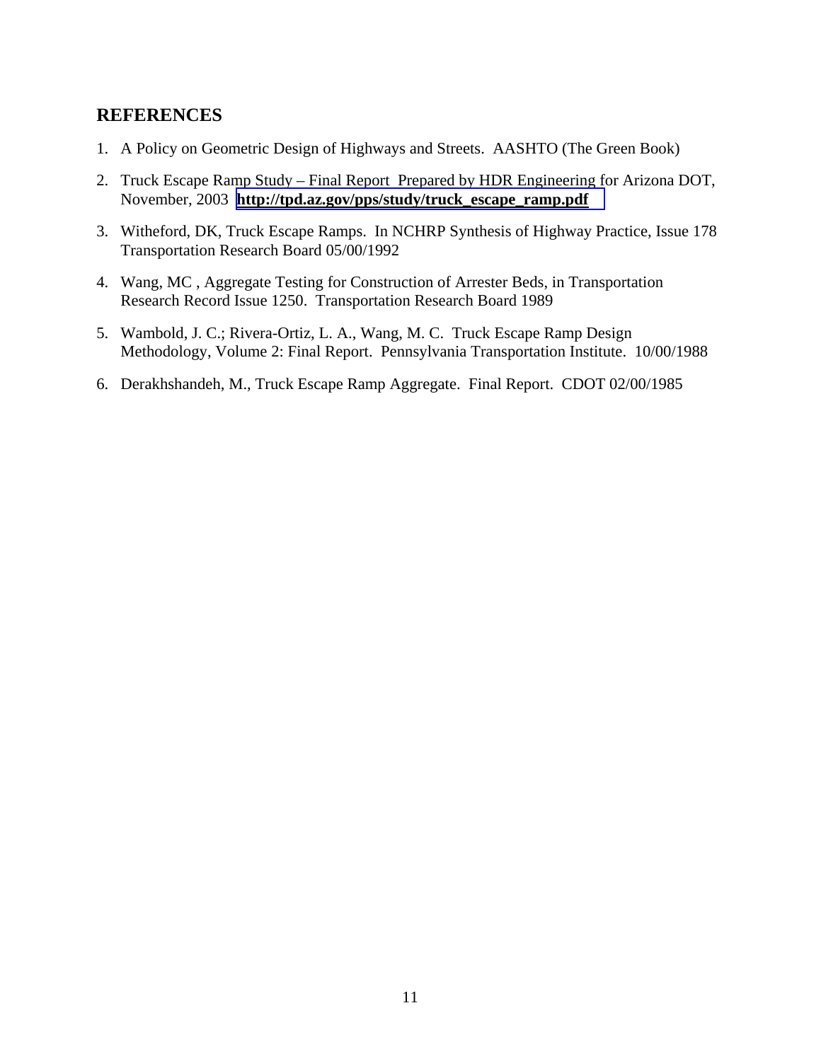## REFERENCES

1. A Policy on Geometric Design of Highways and Streets. AASHTO (The Green Book)
2. Truck Escape Ramp Study – Final Report Prepared by HDR Engineering for Arizona DOT, November, 2003 **http://tpd.az.gov/pps/study/truck_escape_ramp.pdf**
3. Witheford, DK, Truck Escape Ramps. In NCHRP Synthesis of Highway Practice, Issue 178 Transportation Research Board 05/00/1992
4. Wang, MC , Aggregate Testing for Construction of Arrester Beds, in Transportation Research Record Issue 1250. Transportation Research Board 1989
5. Wambold, J. C.; Rivera-Ortiz, L. A., Wang, M. C. Truck Escape Ramp Design Methodology, Volume 2: Final Report. Pennsylvania Transportation Institute. 10/00/1988
6. Derakhshandeh, M., Truck Escape Ramp Aggregate. Final Report. CDOT 02/00/1985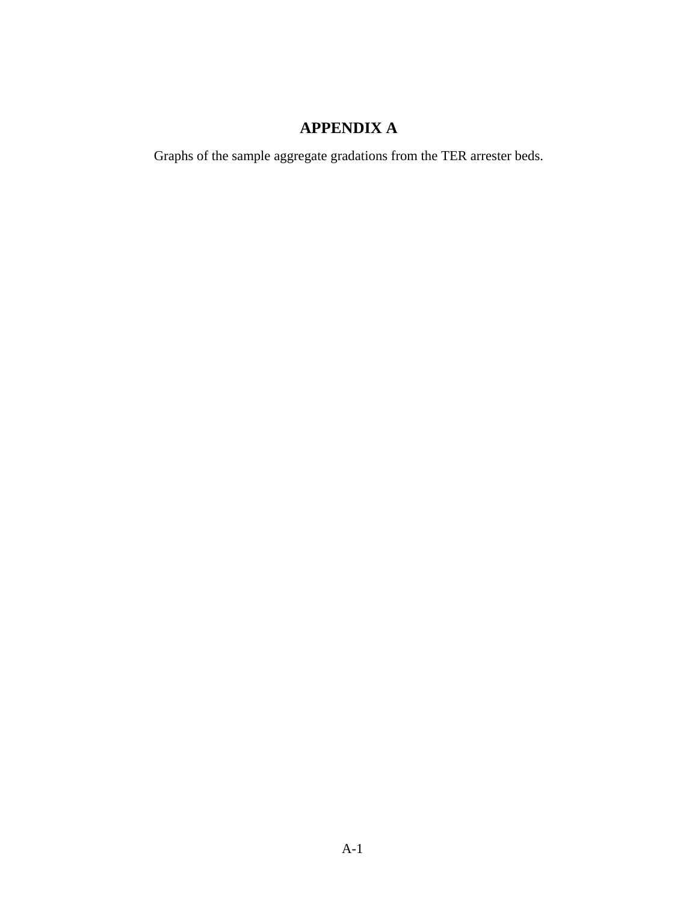# APPENDIX A

Graphs of the sample aggregate gradations from the TER arrester beds.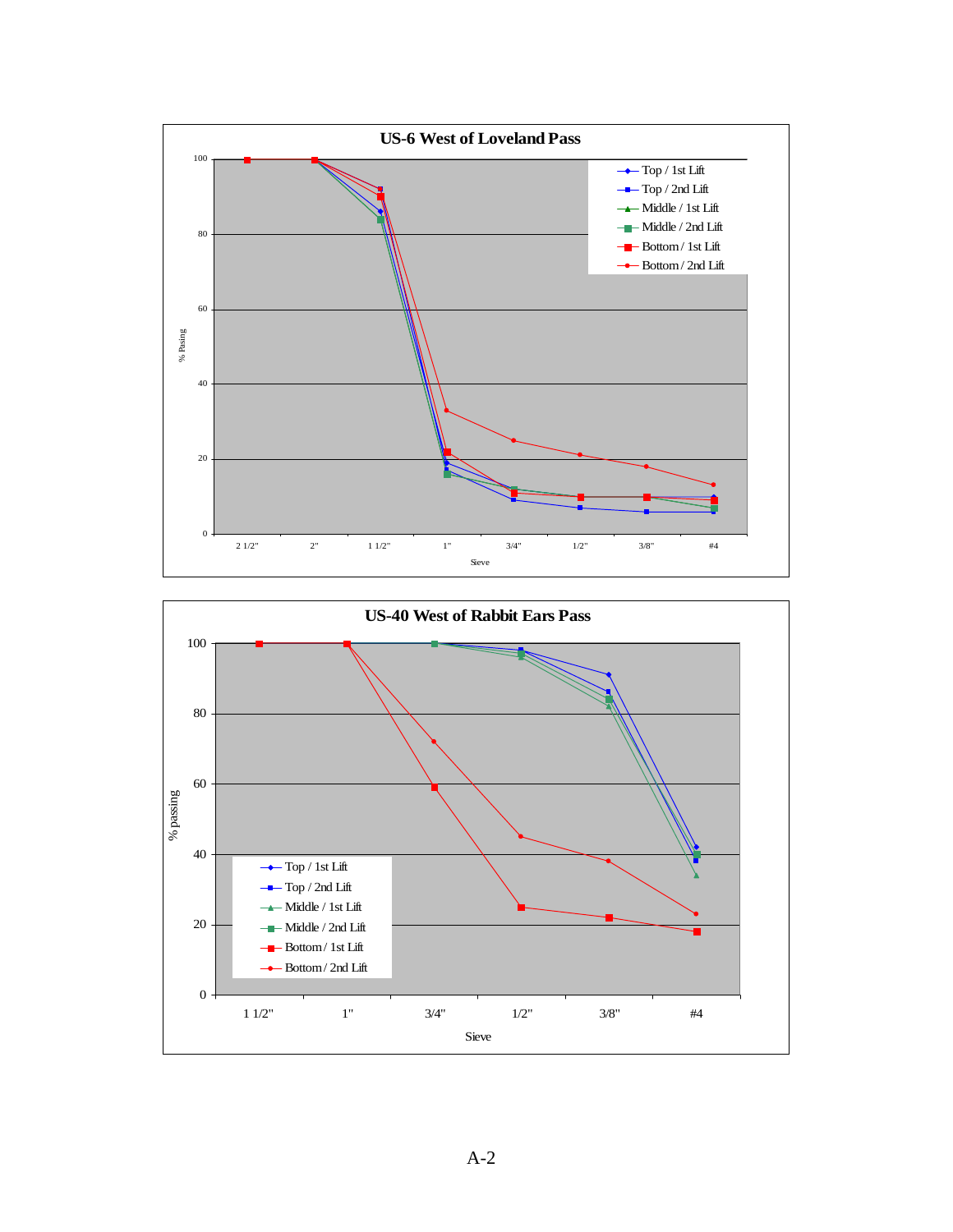**US-6 West of Loveland Pass**

% Pasing

Sieve: 2 1/2", 2", 1 1/2", 1", 3/4", 1/2", 3/8", #4

Legend: Top / 1st Lift; Top / 2nd Lift; Middle / 1st Lift; Middle / 2nd Lift; Bottom / 1st Lift; Bottom / 2nd Lift

**US-40 West of Rabbit Ears Pass**

% passing

Sieve: 1 1/2", 1", 3/4", 1/2", 3/8", #4

Legend: Top / 1st Lift; Top / 2nd Lift; Middle / 1st Lift; Middle / 2nd Lift; Bottom / 1st Lift; Bottom / 2nd Lift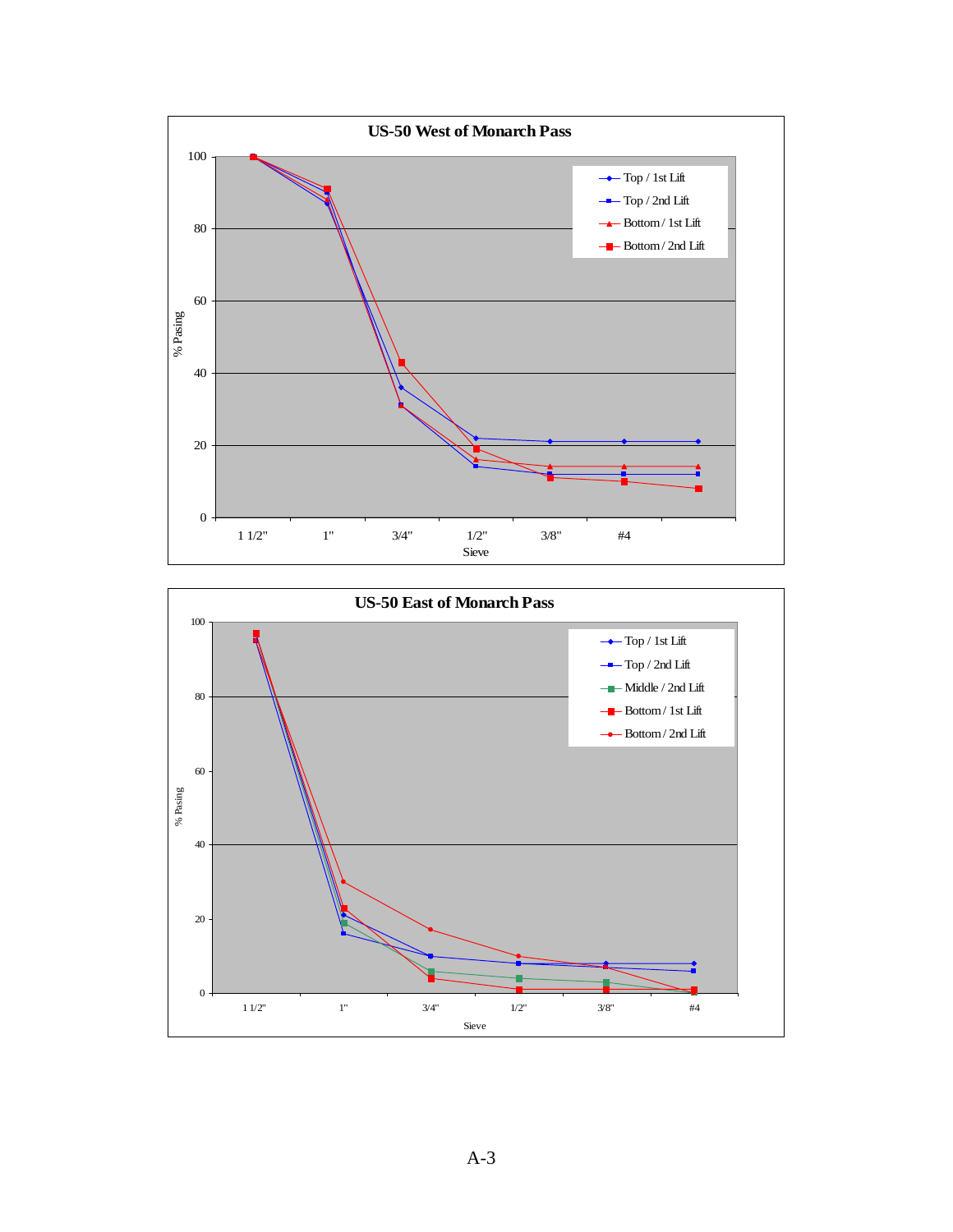**US-50 West of Monarch Pass**

% Pasing

Sieve: 1 1/2", 1", 3/4", 1/2", 3/8", #4

Legend: Top / 1st Lift; Top / 2nd Lift; Bottom / 1st Lift; Bottom / 2nd Lift

**US-50 East of Monarch Pass**

% Pasing

Sieve: 1 1/2", 1", 3/4", 1/2", 3/8", #4

Legend: Top / 1st Lift; Top / 2nd Lift; Middle / 2nd Lift; Bottom / 1st Lift; Bottom / 2nd Lift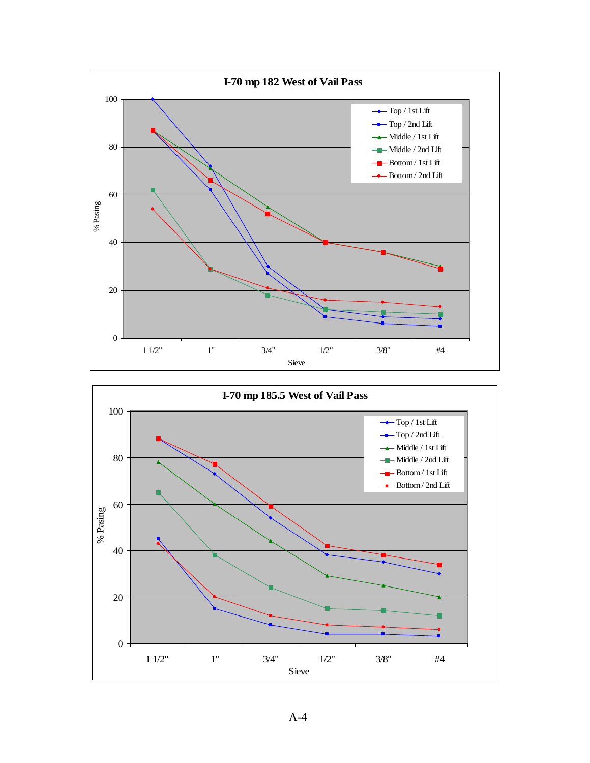**I-70 mp 182 West of Vail Pass**

% Pasing (y-axis, 0–100); Sieve (x-axis): 1 1/2", 1", 3/4", 1/2", 3/8", #4

Legend: Top / 1st Lift; Top / 2nd Lift; Middle / 1st Lift; Middle / 2nd Lift; Bottom / 1st Lift; Bottom / 2nd Lift

**I-70 mp 185.5 West of Vail Pass**

% Pasing (y-axis, 0–100); Sieve (x-axis): 1 1/2", 1", 3/4", 1/2", 3/8", #4

Legend: Top / 1st Lift; Top / 2nd Lift; Middle / 1st Lift; Middle / 2nd Lift; Bottom / 1st Lift; Bottom / 2nd Lift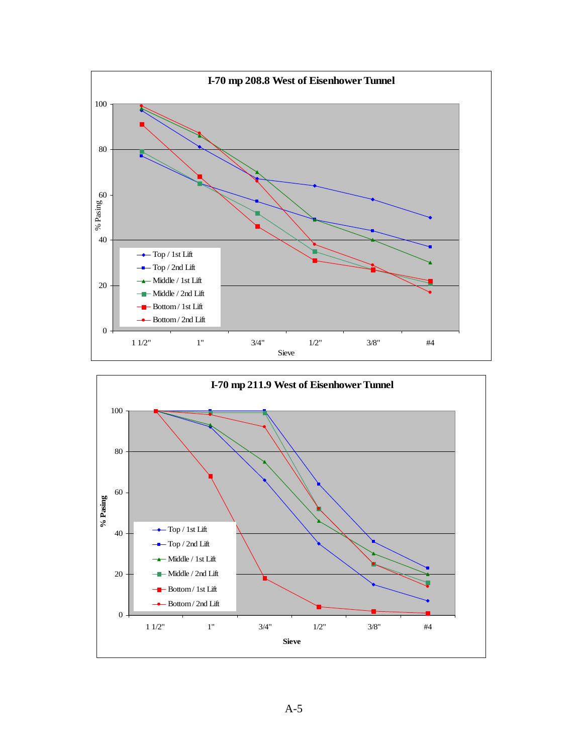## I-70 mp 208.8 West of Eisenhower Tunnel

% Pasing

Legend: Top / 1st Lift; Top / 2nd Lift; Middle / 1st Lift; Middle / 2nd Lift; Bottom / 1st Lift; Bottom / 2nd Lift

Sieve: 1 1/2", 1", 3/4", 1/2", 3/8", #4

## I-70 mp 211.9 West of Eisenhower Tunnel

% Pasing

Legend: Top / 1st Lift; Top / 2nd Lift; Middle / 1st Lift; Middle / 2nd Lift; Bottom / 1st Lift; Bottom / 2nd Lift

Sieve: 1 1/2", 1", 3/4", 1/2", 3/8", #4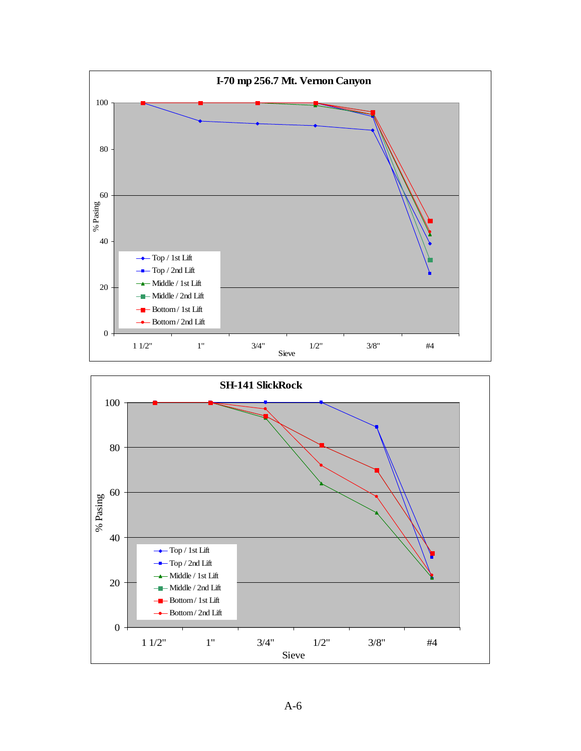**I-70 mp 256.7 Mt. Vernon Canyon**

% Pasing

Sieve: 1 1/2", 1", 3/4", 1/2", 3/8", #4

- Top / 1st Lift
- Top / 2nd Lift
- Middle / 1st Lift
- Middle / 2nd Lift
- Bottom / 1st Lift
- Bottom / 2nd Lift

**SH-141 SlickRock**

% Pasing

Sieve: 1 1/2", 1", 3/4", 1/2", 3/8", #4

- Top / 1st Lift
- Top / 2nd Lift
- Middle / 1st Lift
- Middle / 2nd Lift
- Bottom / 1st Lift
- Bottom / 2nd Lift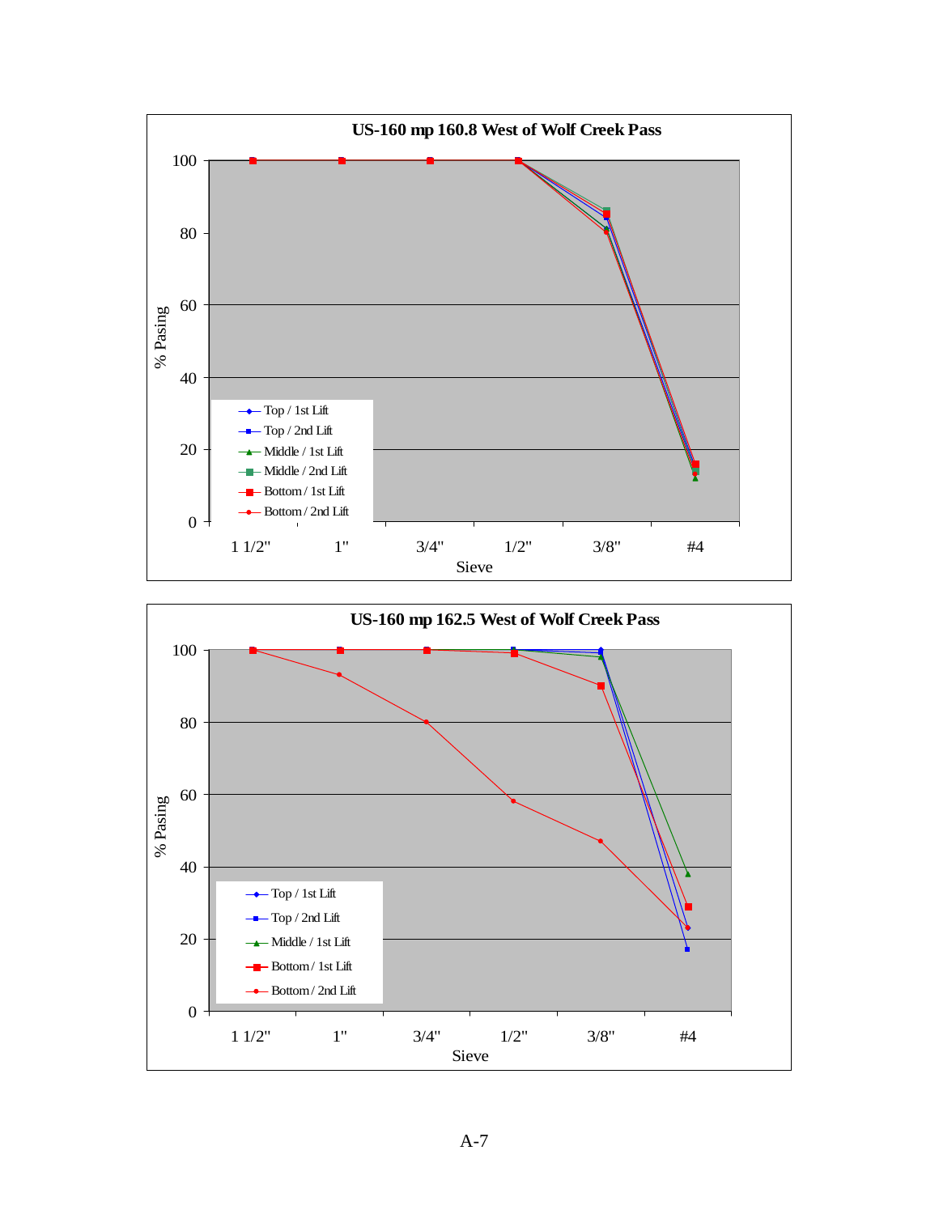**US-160 mp 160.8 West of Wolf Creek Pass**

% Pasing

100
80
60
40
20
0

1 1/2" 1" 3/4" 1/2" 3/8" #4

Sieve

- Top / 1st Lift
- Top / 2nd Lift
- Middle / 1st Lift
- Middle / 2nd Lift
- Bottom / 1st Lift
- Bottom / 2nd Lift

**US-160 mp 162.5 West of Wolf Creek Pass**

% Pasing

100
80
60
40
20
0

1 1/2" 1" 3/4" 1/2" 3/8" #4

Sieve

- Top / 1st Lift
- Top / 2nd Lift
- Middle / 1st Lift
- Bottom / 1st Lift
- Bottom / 2nd Lift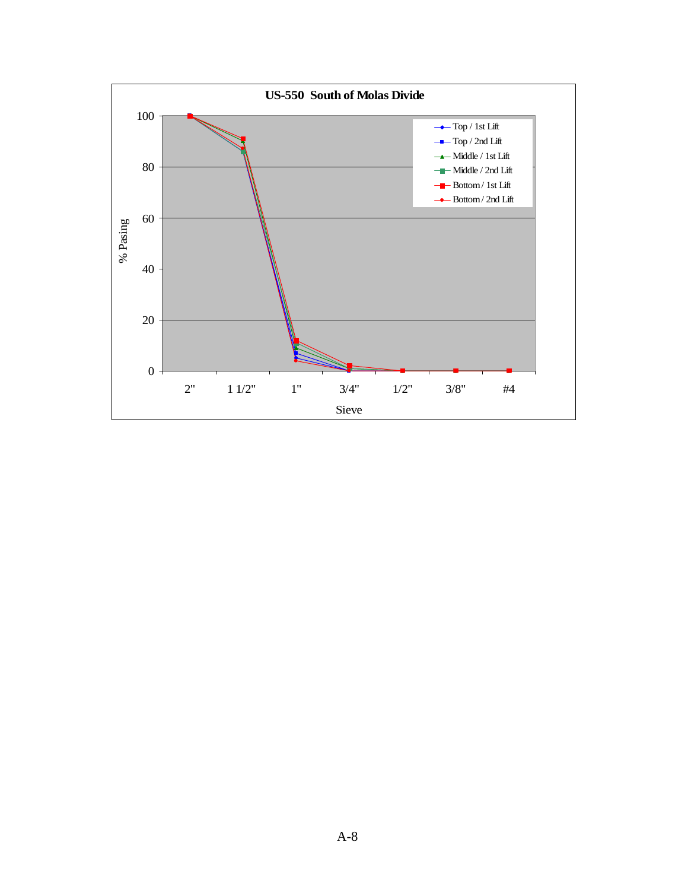**US-550 South of Molas Divide**

% Pasing

Sieve: 2", 1 1/2", 1", 3/4", 1/2", 3/8", #4

Legend: Top / 1st Lift; Top / 2nd Lift; Middle / 1st Lift; Middle / 2nd Lift; Bottom / 1st Lift; Bottom / 2nd Lift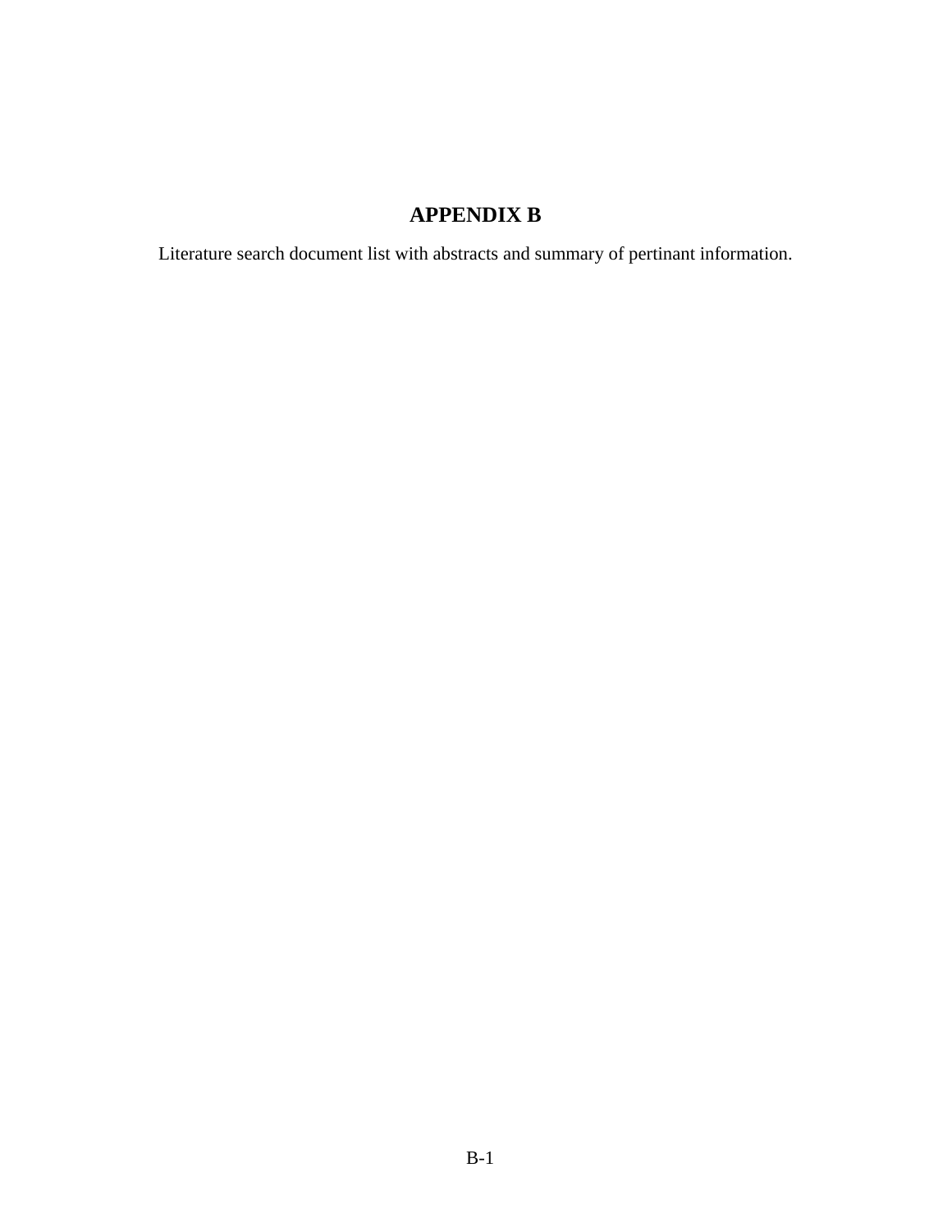# APPENDIX B

Literature search document list with abstracts and summary of pertinant information.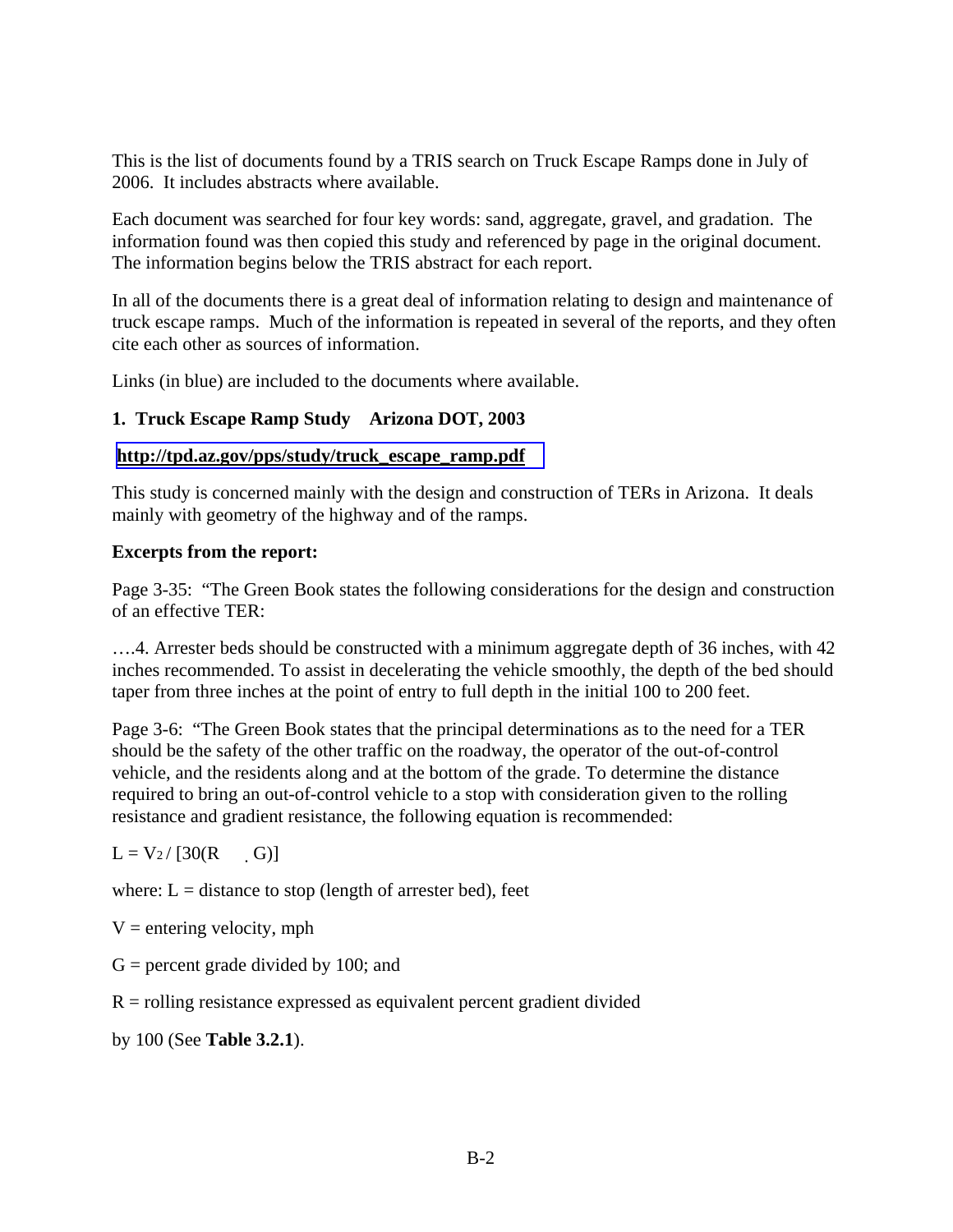This is the list of documents found by a TRIS search on Truck Escape Ramps done in July of 2006. It includes abstracts where available.

Each document was searched for four key words: sand, aggregate, gravel, and gradation. The information found was then copied this study and referenced by page in the original document. The information begins below the TRIS abstract for each report.

In all of the documents there is a great deal of information relating to design and maintenance of truck escape ramps. Much of the information is repeated in several of the reports, and they often cite each other as sources of information.

Links (in blue) are included to the documents where available.

**1. Truck Escape Ramp Study Arizona DOT, 2003**

**http://tpd.az.gov/pps/study/truck_escape_ramp.pdf**

This study is concerned mainly with the design and construction of TERs in Arizona. It deals mainly with geometry of the highway and of the ramps.

**Excerpts from the report:**

Page 3-35: "The Green Book states the following considerations for the design and construction of an effective TER:

….4. Arrester beds should be constructed with a minimum aggregate depth of 36 inches, with 42 inches recommended. To assist in decelerating the vehicle smoothly, the depth of the bed should taper from three inches at the point of entry to full depth in the initial 100 to 200 feet.

Page 3-6: "The Green Book states that the principal determinations as to the need for a TER should be the safety of the other traffic on the roadway, the operator of the out-of-control vehicle, and the residents along and at the bottom of the grade. To determine the distance required to bring an out-of-control vehicle to a stop with consideration given to the rolling resistance and gradient resistance, the following equation is recommended:

$$L = V^2 / [30(R \pm G)]$$

where: L = distance to stop (length of arrester bed), feet

V = entering velocity, mph

G = percent grade divided by 100; and

R = rolling resistance expressed as equivalent percent gradient divided

by 100 (See **Table 3.2.1**).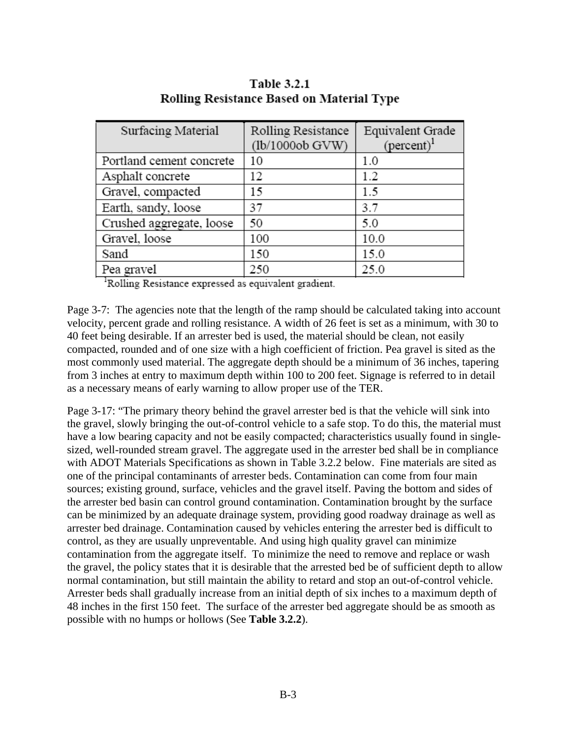**Table 3.2.1**
**Rolling Resistance Based on Material Type**

| Surfacing Material | Rolling Resistance (lb/1000ob GVW) | Equivalent Grade (percent)[1] |
|---|---|---|
| Portland cement concrete | 10 | 1.0 |
| Asphalt concrete | 12 | 1.2 |
| Gravel, compacted | 15 | 1.5 |
| Earth, sandy, loose | 37 | 3.7 |
| Crushed aggregate, loose | 50 | 5.0 |
| Gravel, loose | 100 | 10.0 |
| Sand | 150 | 15.0 |
| Pea gravel | 250 | 25.0 |

[1]Rolling Resistance expressed as equivalent gradient.

Page 3-7: The agencies note that the length of the ramp should be calculated taking into account velocity, percent grade and rolling resistance. A width of 26 feet is set as a minimum, with 30 to 40 feet being desirable. If an arrester bed is used, the material should be clean, not easily compacted, rounded and of one size with a high coefficient of friction. Pea gravel is sited as the most commonly used material. The aggregate depth should be a minimum of 36 inches, tapering from 3 inches at entry to maximum depth within 100 to 200 feet. Signage is referred to in detail as a necessary means of early warning to allow proper use of the TER.

Page 3-17: "The primary theory behind the gravel arrester bed is that the vehicle will sink into the gravel, slowly bringing the out-of-control vehicle to a safe stop. To do this, the material must have a low bearing capacity and not be easily compacted; characteristics usually found in single-sized, well-rounded stream gravel. The aggregate used in the arrester bed shall be in compliance with ADOT Materials Specifications as shown in Table 3.2.2 below. Fine materials are sited as one of the principal contaminants of arrester beds. Contamination can come from four main sources; existing ground, surface, vehicles and the gravel itself. Paving the bottom and sides of the arrester bed basin can control ground contamination. Contamination brought by the surface can be minimized by an adequate drainage system, providing good roadway drainage as well as arrester bed drainage. Contamination caused by vehicles entering the arrester bed is difficult to control, as they are usually unpreventable. And using high quality gravel can minimize contamination from the aggregate itself. To minimize the need to remove and replace or wash the gravel, the policy states that it is desirable that the arrested bed be of sufficient depth to allow normal contamination, but still maintain the ability to retard and stop an out-of-control vehicle. Arrester beds shall gradually increase from an initial depth of six inches to a maximum depth of 48 inches in the first 150 feet. The surface of the arrester bed aggregate should be as smooth as possible with no humps or hollows (See **Table 3.2.2**).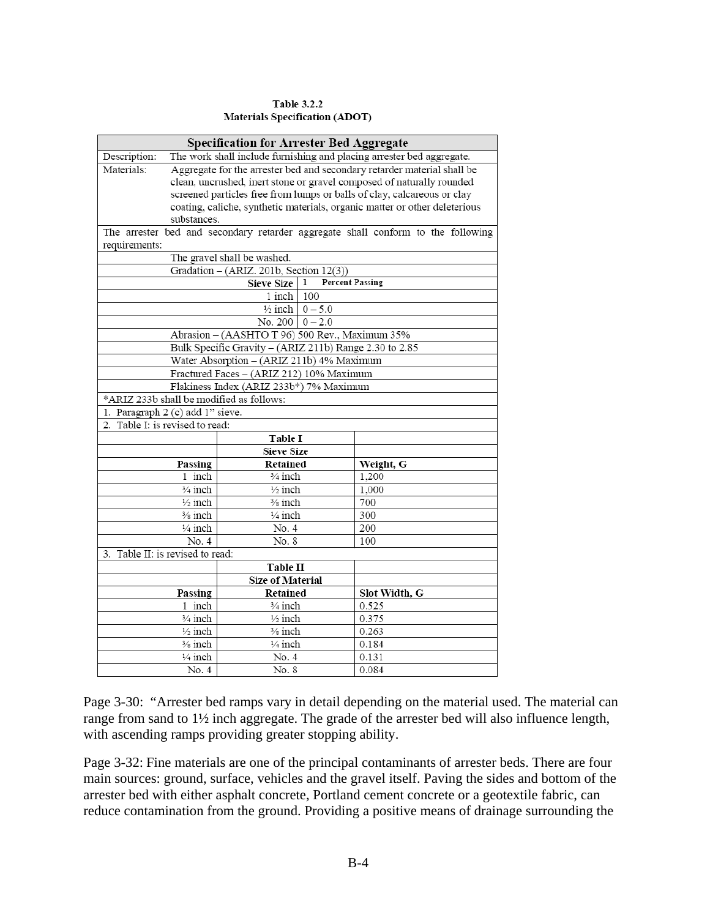**Table 3.2.2**
**Materials Specification (ADOT)**

| **Specification for Arrester Bed Aggregate** | | |
|---|---|---|
| Description: | The work shall include furnishing and placing arrester bed aggregate. | |
| Materials: | Aggregate for the arrester bed and secondary retarder material shall be clean, uncrushed, inert stone or gravel composed of naturally rounded screened particles free from lumps or balls of clay, calcareous or clay coating, caliche, synthetic materials, organic matter or other deleterious substances. | |
| The arrester bed and secondary retarder aggregate shall conform to the following requirements: | | |
| | The gravel shall be washed. | |
| | Gradation – (ARIZ. 201b, Section 12(3)) | |
| | **Sieve Size** | **1 Percent Passing** |
| | 1 inch | 100 |
| | ½ inch | 0 – 5.0 |
| | No. 200 | 0 – 2.0 |
| | Abrasion – (AASHTO T 96) 500 Rev., Maximum 35% | |
| | Bulk Specific Gravity – (ARIZ 211b) Range 2.30 to 2.85 | |
| | Water Absorption – (ARIZ 211b) 4% Maximum | |
| | Fractured Faces – (ARIZ 212) 10% Maximum | |
| | Flakiness Index (ARIZ 233b*) 7% Maximum | |
| *ARIZ 233b shall be modified as follows: | | |
| 1. Paragraph 2 (c) add 1" sieve. | | |
| 2. Table I: is revised to read: | | |
| | **Table I** | |
| | **Sieve Size** | |
| **Passing** | **Retained** | **Weight, G** |
| 1 inch | ¾ inch | 1,200 |
| ¾ inch | ½ inch | 1,000 |
| ½ inch | ⅜ inch | 700 |
| ⅜ inch | ¼ inch | 300 |
| ¼ inch | No. 4 | 200 |
| No. 4 | No. 8 | 100 |
| 3. Table II: is revised to read: | | |
| | **Table II** | |
| | **Size of Material** | |
| **Passing** | **Retained** | **Slot Width, G** |
| 1 inch | ¾ inch | 0.525 |
| ¾ inch | ½ inch | 0.375 |
| ½ inch | ⅜ inch | 0.263 |
| ⅜ inch | ¼ inch | 0.184 |
| ¼ inch | No. 4 | 0.131 |
| No. 4 | No. 8 | 0.084 |

Page 3-30: "Arrester bed ramps vary in detail depending on the material used. The material can range from sand to 1½ inch aggregate. The grade of the arrester bed will also influence length, with ascending ramps providing greater stopping ability.

Page 3-32: Fine materials are one of the principal contaminants of arrester beds. There are four main sources: ground, surface, vehicles and the gravel itself. Paving the sides and bottom of the arrester bed with either asphalt concrete, Portland cement concrete or a geotextile fabric, can reduce contamination from the ground. Providing a positive means of drainage surrounding the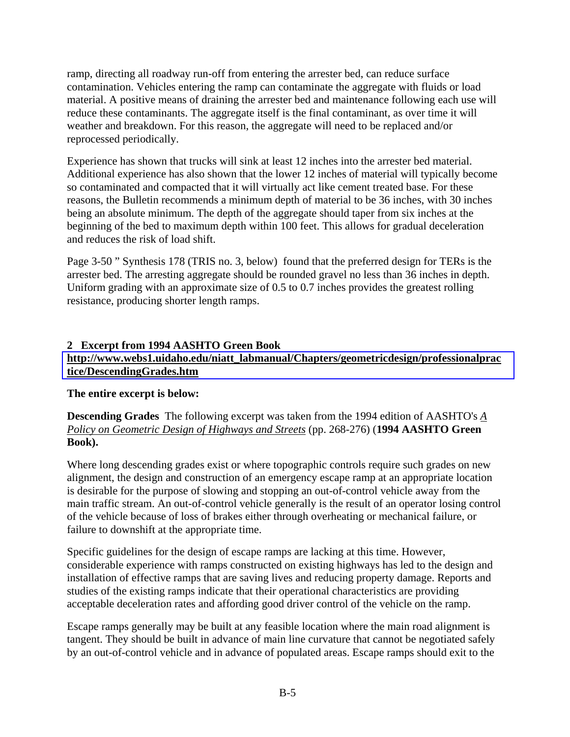ramp, directing all roadway run-off from entering the arrester bed, can reduce surface contamination. Vehicles entering the ramp can contaminate the aggregate with fluids or load material. A positive means of draining the arrester bed and maintenance following each use will reduce these contaminants. The aggregate itself is the final contaminant, as over time it will weather and breakdown. For this reason, the aggregate will need to be replaced and/or reprocessed periodically.

Experience has shown that trucks will sink at least 12 inches into the arrester bed material. Additional experience has also shown that the lower 12 inches of material will typically become so contaminated and compacted that it will virtually act like cement treated base. For these reasons, the Bulletin recommends a minimum depth of material to be 36 inches, with 30 inches being an absolute minimum. The depth of the aggregate should taper from six inches at the beginning of the bed to maximum depth within 100 feet. This allows for gradual deceleration and reduces the risk of load shift.

Page 3-50 " Synthesis 178 (TRIS no. 3, below) found that the preferred design for TERs is the arrester bed. The arresting aggregate should be rounded gravel no less than 36 inches in depth. Uniform grading with an approximate size of 0.5 to 0.7 inches provides the greatest rolling resistance, producing shorter length ramps.

## 2 Excerpt from 1994 AASHTO Green Book

**http://www.webs1.uidaho.edu/niatt_labmanual/Chapters/geometricdesign/professionalpractice/DescendingGrades.htm**

**The entire excerpt is below:**

**Descending Grades** The following excerpt was taken from the 1994 edition of AASHTO's *A Policy on Geometric Design of Highways and Streets* (pp. 268-276) (**1994 AASHTO Green Book).**

Where long descending grades exist or where topographic controls require such grades on new alignment, the design and construction of an emergency escape ramp at an appropriate location is desirable for the purpose of slowing and stopping an out-of-control vehicle away from the main traffic stream. An out-of-control vehicle generally is the result of an operator losing control of the vehicle because of loss of brakes either through overheating or mechanical failure, or failure to downshift at the appropriate time.

Specific guidelines for the design of escape ramps are lacking at this time. However, considerable experience with ramps constructed on existing highways has led to the design and installation of effective ramps that are saving lives and reducing property damage. Reports and studies of the existing ramps indicate that their operational characteristics are providing acceptable deceleration rates and affording good driver control of the vehicle on the ramp.

Escape ramps generally may be built at any feasible location where the main road alignment is tangent. They should be built in advance of main line curvature that cannot be negotiated safely by an out-of-control vehicle and in advance of populated areas. Escape ramps should exit to the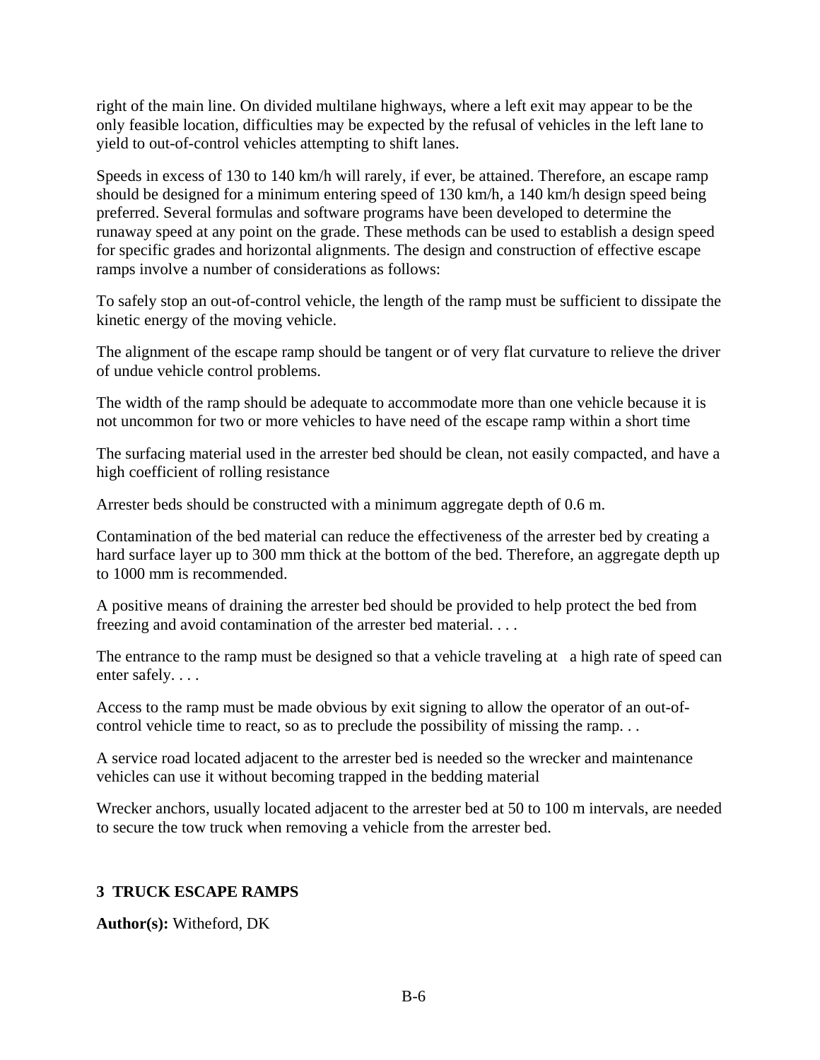right of the main line. On divided multilane highways, where a left exit may appear to be the only feasible location, difficulties may be expected by the refusal of vehicles in the left lane to yield to out-of-control vehicles attempting to shift lanes.

Speeds in excess of 130 to 140 km/h will rarely, if ever, be attained. Therefore, an escape ramp should be designed for a minimum entering speed of 130 km/h, a 140 km/h design speed being preferred. Several formulas and software programs have been developed to determine the runaway speed at any point on the grade. These methods can be used to establish a design speed for specific grades and horizontal alignments. The design and construction of effective escape ramps involve a number of considerations as follows:

To safely stop an out-of-control vehicle, the length of the ramp must be sufficient to dissipate the kinetic energy of the moving vehicle.

The alignment of the escape ramp should be tangent or of very flat curvature to relieve the driver of undue vehicle control problems.

The width of the ramp should be adequate to accommodate more than one vehicle because it is not uncommon for two or more vehicles to have need of the escape ramp within a short time

The surfacing material used in the arrester bed should be clean, not easily compacted, and have a high coefficient of rolling resistance

Arrester beds should be constructed with a minimum aggregate depth of 0.6 m.

Contamination of the bed material can reduce the effectiveness of the arrester bed by creating a hard surface layer up to 300 mm thick at the bottom of the bed. Therefore, an aggregate depth up to 1000 mm is recommended.

A positive means of draining the arrester bed should be provided to help protect the bed from freezing and avoid contamination of the arrester bed material. . . .

The entrance to the ramp must be designed so that a vehicle traveling at a high rate of speed can enter safely. . . .

Access to the ramp must be made obvious by exit signing to allow the operator of an out-of-control vehicle time to react, so as to preclude the possibility of missing the ramp. . .

A service road located adjacent to the arrester bed is needed so the wrecker and maintenance vehicles can use it without becoming trapped in the bedding material

Wrecker anchors, usually located adjacent to the arrester bed at 50 to 100 m intervals, are needed to secure the tow truck when removing a vehicle from the arrester bed.

## 3 TRUCK ESCAPE RAMPS

**Author(s):** Witheford, DK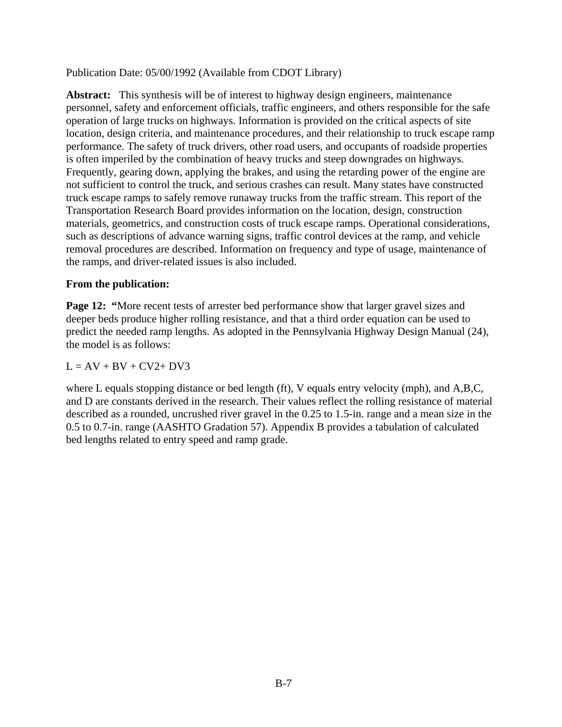Publication Date: 05/00/1992 (Available from CDOT Library)

**Abstract:** This synthesis will be of interest to highway design engineers, maintenance personnel, safety and enforcement officials, traffic engineers, and others responsible for the safe operation of large trucks on highways. Information is provided on the critical aspects of site location, design criteria, and maintenance procedures, and their relationship to truck escape ramp performance. The safety of truck drivers, other road users, and occupants of roadside properties is often imperiled by the combination of heavy trucks and steep downgrades on highways. Frequently, gearing down, applying the brakes, and using the retarding power of the engine are not sufficient to control the truck, and serious crashes can result. Many states have constructed truck escape ramps to safely remove runaway trucks from the traffic stream. This report of the Transportation Research Board provides information on the location, design, construction materials, geometrics, and construction costs of truck escape ramps. Operational considerations, such as descriptions of advance warning signs, traffic control devices at the ramp, and vehicle removal procedures are described. Information on frequency and type of usage, maintenance of the ramps, and driver-related issues is also included.

**From the publication:**

**Page 12: "**More recent tests of arrester bed performance show that larger gravel sizes and deeper beds produce higher rolling resistance, and that a third order equation can be used to predict the needed ramp lengths. As adopted in the Pennsylvania Highway Design Manual (24), the model is as follows:

$$L = AV + BV + CV^2 + DV^3$$

where L equals stopping distance or bed length (ft), V equals entry velocity (mph), and A,B,C, and D are constants derived in the research. Their values reflect the rolling resistance of material described as a rounded, uncrushed river gravel in the 0.25 to 1.5-in. range and a mean size in the 0.5 to 0.7-in. range (AASHTO Gradation 57). Appendix B provides a tabulation of calculated bed lengths related to entry speed and ramp grade.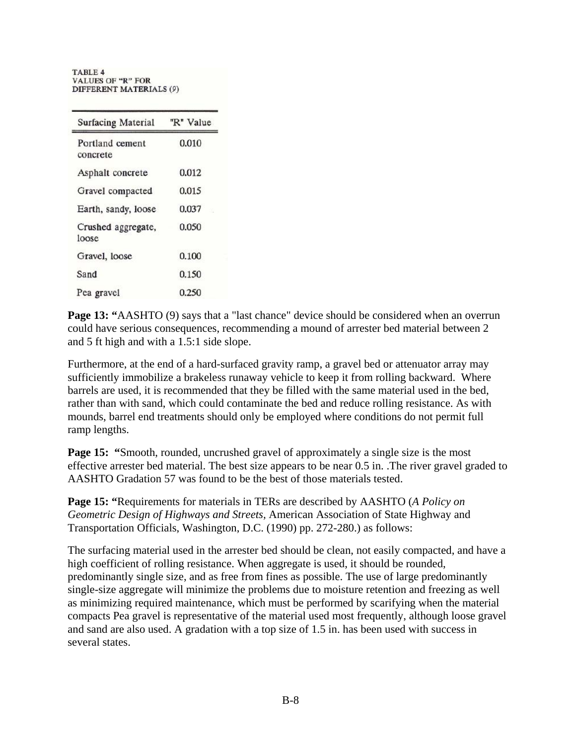TABLE 4
VALUES OF "R" FOR
DIFFERENT MATERIALS (9)

| Surfacing Material | "R" Value |
|---|---|
| Portland cement concrete | 0.010 |
| Asphalt concrete | 0.012 |
| Gravel compacted | 0.015 |
| Earth, sandy, loose | 0.037 |
| Crushed aggregate, loose | 0.050 |
| Gravel, loose | 0.100 |
| Sand | 0.150 |
| Pea gravel | 0.250 |

**Page 13: "**AASHTO (9) says that a "last chance" device should be considered when an overrun could have serious consequences, recommending a mound of arrester bed material between 2 and 5 ft high and with a 1.5:1 side slope.

Furthermore, at the end of a hard-surfaced gravity ramp, a gravel bed or attenuator array may sufficiently immobilize a brakeless runaway vehicle to keep it from rolling backward. Where barrels are used, it is recommended that they be filled with the same material used in the bed, rather than with sand, which could contaminate the bed and reduce rolling resistance. As with mounds, barrel end treatments should only be employed where conditions do not permit full ramp lengths.

**Page 15: "**Smooth, rounded, uncrushed gravel of approximately a single size is the most effective arrester bed material. The best size appears to be near 0.5 in. .The river gravel graded to AASHTO Gradation 57 was found to be the best of those materials tested.

**Page 15: "**Requirements for materials in TERs are described by AASHTO (*A Policy on Geometric Design of Highways and Streets,* American Association of State Highway and Transportation Officials, Washington, D.C. (1990) pp. 272-280.) as follows:

The surfacing material used in the arrester bed should be clean, not easily compacted, and have a high coefficient of rolling resistance. When aggregate is used, it should be rounded, predominantly single size, and as free from fines as possible. The use of large predominantly single-size aggregate will minimize the problems due to moisture retention and freezing as well as minimizing required maintenance, which must be performed by scarifying when the material compacts Pea gravel is representative of the material used most frequently, although loose gravel and sand are also used. A gradation with a top size of 1.5 in. has been used with success in several states.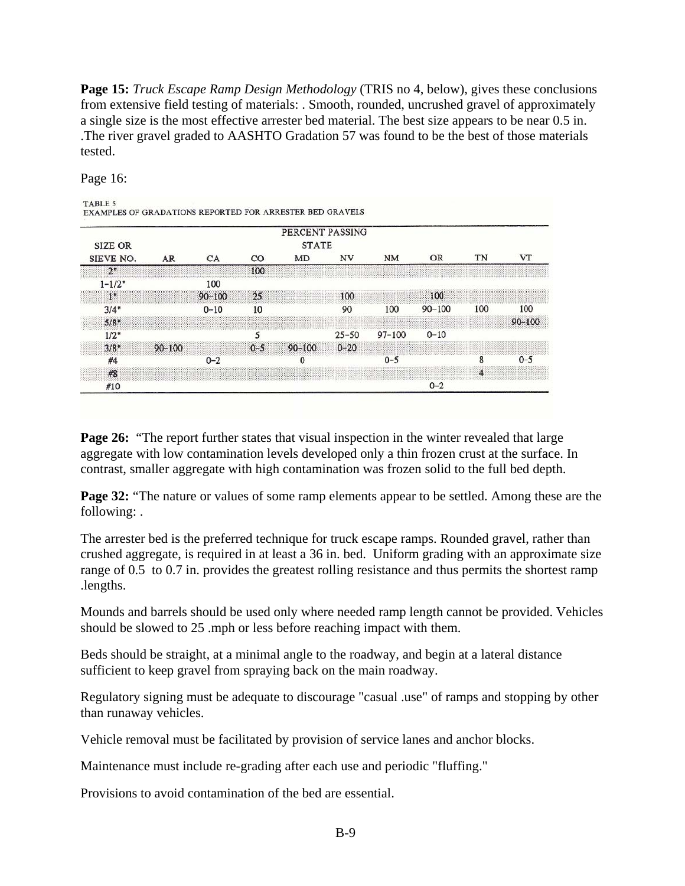**Page 15:** *Truck Escape Ramp Design Methodology* (TRIS no 4, below), gives these conclusions from extensive field testing of materials: . Smooth, rounded, uncrushed gravel of approximately a single size is the most effective arrester bed material. The best size appears to be near 0.5 in. .The river gravel graded to AASHTO Gradation 57 was found to be the best of those materials tested.

Page 16:

TABLE 5
EXAMPLES OF GRADATIONS REPORTED FOR ARRESTER BED GRAVELS

| SIZE OR SIEVE NO. | PERCENT PASSING STATE | | | | | | | | |
|---|---|---|---|---|---|---|---|---|---|
| | AR | CA | CO | MD | NV | NM | OR | TN | VT |
| 2" | | | 100 | | | | | | |
| 1-1/2" | | 100 | | | | | | | |
| 1" | | 90–100 | 25 | | 100 | | 100 | | |
| 3/4" | | 0–10 | 10 | | 90 | 100 | 90–100 | 100 | 100 |
| 5/8" | | | | | | | | | 90–100 |
| 1/2" | | | 5 | | 25–50 | 97–100 | 0–10 | | |
| 3/8" | 90–100 | | 0–5 | 90–100 | 0–20 | | | | |
| #4 | | 0–2 | | 0 | | 0–5 | | 8 | 0–5 |
| #8 | | | | | | | | 4 | |
| #10 | | | | | | | 0–2 | | |

**Page 26:** "The report further states that visual inspection in the winter revealed that large aggregate with low contamination levels developed only a thin frozen crust at the surface. In contrast, smaller aggregate with high contamination was frozen solid to the full bed depth.

**Page 32:** "The nature or values of some ramp elements appear to be settled. Among these are the following: .

The arrester bed is the preferred technique for truck escape ramps. Rounded gravel, rather than crushed aggregate, is required in at least a 36 in. bed. Uniform grading with an approximate size range of 0.5 to 0.7 in. provides the greatest rolling resistance and thus permits the shortest ramp .lengths.

Mounds and barrels should be used only where needed ramp length cannot be provided. Vehicles should be slowed to 25 .mph or less before reaching impact with them.

Beds should be straight, at a minimal angle to the roadway, and begin at a lateral distance sufficient to keep gravel from spraying back on the main roadway.

Regulatory signing must be adequate to discourage "casual .use" of ramps and stopping by other than runaway vehicles.

Vehicle removal must be facilitated by provision of service lanes and anchor blocks.

Maintenance must include re-grading after each use and periodic "fluffing."

Provisions to avoid contamination of the bed are essential.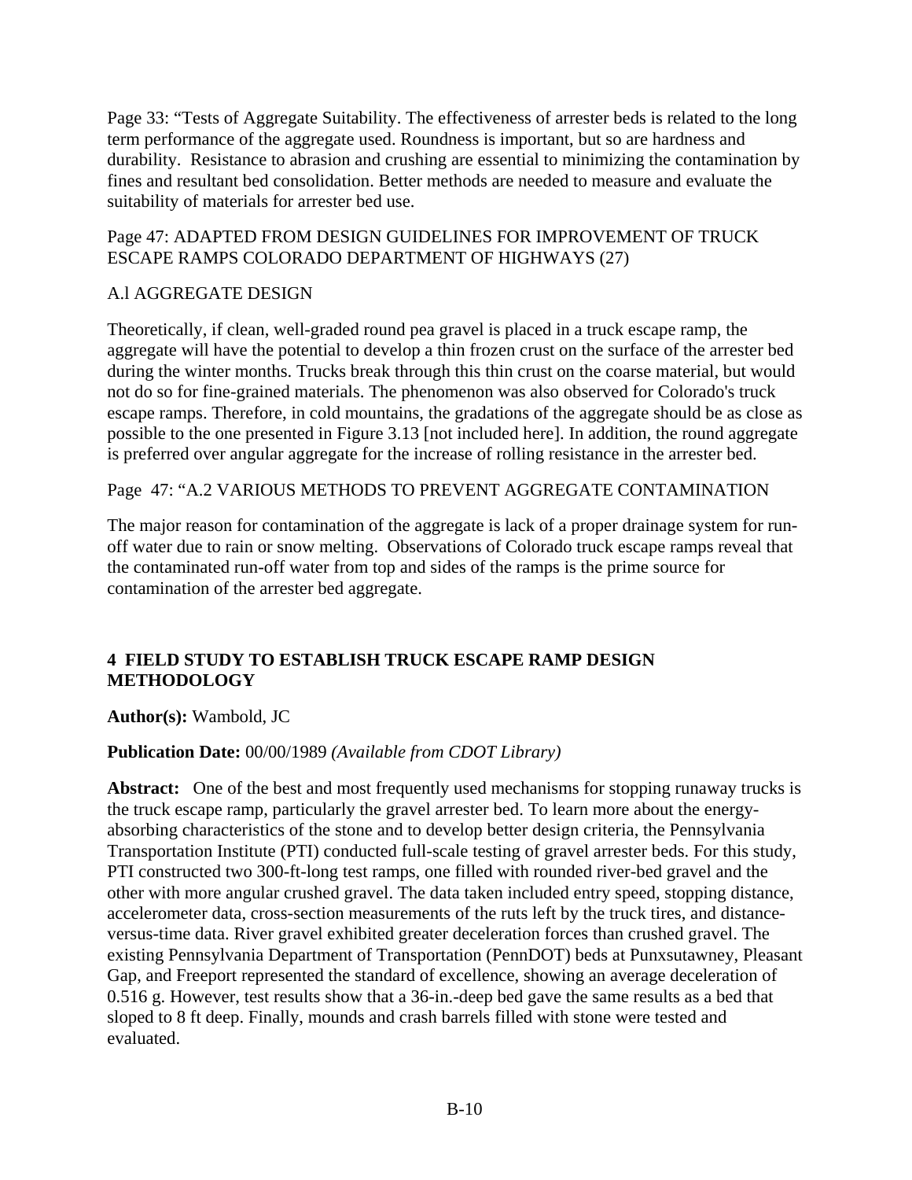Page 33: "Tests of Aggregate Suitability. The effectiveness of arrester beds is related to the long term performance of the aggregate used. Roundness is important, but so are hardness and durability. Resistance to abrasion and crushing are essential to minimizing the contamination by fines and resultant bed consolidation. Better methods are needed to measure and evaluate the suitability of materials for arrester bed use.

Page 47: ADAPTED FROM DESIGN GUIDELINES FOR IMPROVEMENT OF TRUCK ESCAPE RAMPS COLORADO DEPARTMENT OF HIGHWAYS (27)

A.l AGGREGATE DESIGN

Theoretically, if clean, well-graded round pea gravel is placed in a truck escape ramp, the aggregate will have the potential to develop a thin frozen crust on the surface of the arrester bed during the winter months. Trucks break through this thin crust on the coarse material, but would not do so for fine-grained materials. The phenomenon was also observed for Colorado's truck escape ramps. Therefore, in cold mountains, the gradations of the aggregate should be as close as possible to the one presented in Figure 3.13 [not included here]. In addition, the round aggregate is preferred over angular aggregate for the increase of rolling resistance in the arrester bed.

Page 47: "A.2 VARIOUS METHODS TO PREVENT AGGREGATE CONTAMINATION

The major reason for contamination of the aggregate is lack of a proper drainage system for run-off water due to rain or snow melting. Observations of Colorado truck escape ramps reveal that the contaminated run-off water from top and sides of the ramps is the prime source for contamination of the arrester bed aggregate.

## 4 FIELD STUDY TO ESTABLISH TRUCK ESCAPE RAMP DESIGN METHODOLOGY

**Author(s):** Wambold, JC

**Publication Date:** 00/00/1989 *(Available from CDOT Library)*

**Abstract:** One of the best and most frequently used mechanisms for stopping runaway trucks is the truck escape ramp, particularly the gravel arrester bed. To learn more about the energy-absorbing characteristics of the stone and to develop better design criteria, the Pennsylvania Transportation Institute (PTI) conducted full-scale testing of gravel arrester beds. For this study, PTI constructed two 300-ft-long test ramps, one filled with rounded river-bed gravel and the other with more angular crushed gravel. The data taken included entry speed, stopping distance, accelerometer data, cross-section measurements of the ruts left by the truck tires, and distance-versus-time data. River gravel exhibited greater deceleration forces than crushed gravel. The existing Pennsylvania Department of Transportation (PennDOT) beds at Punxsutawney, Pleasant Gap, and Freeport represented the standard of excellence, showing an average deceleration of 0.516 g. However, test results show that a 36-in.-deep bed gave the same results as a bed that sloped to 8 ft deep. Finally, mounds and crash barrels filled with stone were tested and evaluated.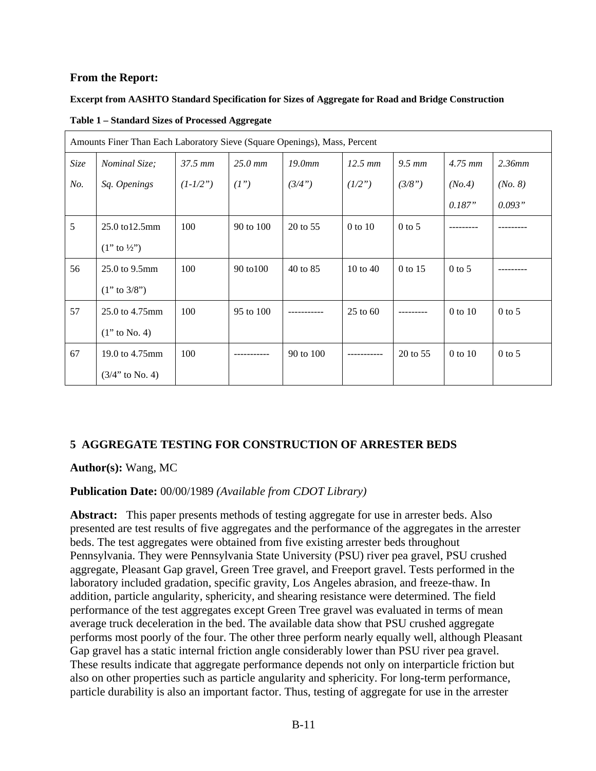### From the Report:

**Excerpt from AASHTO Standard Specification for Sizes of Aggregate for Road and Bridge Construction**

**Table 1 – Standard Sizes of Processed Aggregate**

| Amounts Finer Than Each Laboratory Sieve (Square Openings), Mass, Percent | | | | | | | | |
|---|---|---|---|---|---|---|---|---|
| *Size No.* | *Nominal Size; Sq. Openings* | *37.5 mm (1-1/2")* | *25.0 mm (1")* | *19.0mm (3/4")* | *12.5 mm (1/2")* | *9.5 mm (3/8")* | *4.75 mm (No.4) 0.187"* | *2.36mm (No. 8) 0.093"* |
| 5 | 25.0 to12.5mm (1" to ½") | 100 | 90 to 100 | 20 to 55 | 0 to 10 | 0 to 5 | --------- | --------- |
| 56 | 25.0 to 9.5mm (1" to 3/8") | 100 | 90 to100 | 40 to 85 | 10 to 40 | 0 to 15 | 0 to 5 | --------- |
| 57 | 25.0 to 4.75mm (1" to No. 4) | 100 | 95 to 100 | ----------- | 25 to 60 | --------- | 0 to 10 | 0 to 5 |
| 67 | 19.0 to 4.75mm (3/4" to No. 4) | 100 | ----------- | 90 to 100 | ----------- | 20 to 55 | 0 to 10 | 0 to 5 |

## 5 AGGREGATE TESTING FOR CONSTRUCTION OF ARRESTER BEDS

**Author(s):** Wang, MC

**Publication Date:** 00/00/1989 *(Available from CDOT Library)*

**Abstract:** This paper presents methods of testing aggregate for use in arrester beds. Also presented are test results of five aggregates and the performance of the aggregates in the arrester beds. The test aggregates were obtained from five existing arrester beds throughout Pennsylvania. They were Pennsylvania State University (PSU) river pea gravel, PSU crushed aggregate, Pleasant Gap gravel, Green Tree gravel, and Freeport gravel. Tests performed in the laboratory included gradation, specific gravity, Los Angeles abrasion, and freeze-thaw. In addition, particle angularity, sphericity, and shearing resistance were determined. The field performance of the test aggregates except Green Tree gravel was evaluated in terms of mean average truck deceleration in the bed. The available data show that PSU crushed aggregate performs most poorly of the four. The other three perform nearly equally well, although Pleasant Gap gravel has a static internal friction angle considerably lower than PSU river pea gravel. These results indicate that aggregate performance depends not only on interparticle friction but also on other properties such as particle angularity and sphericity. For long-term performance, particle durability is also an important factor. Thus, testing of aggregate for use in the arrester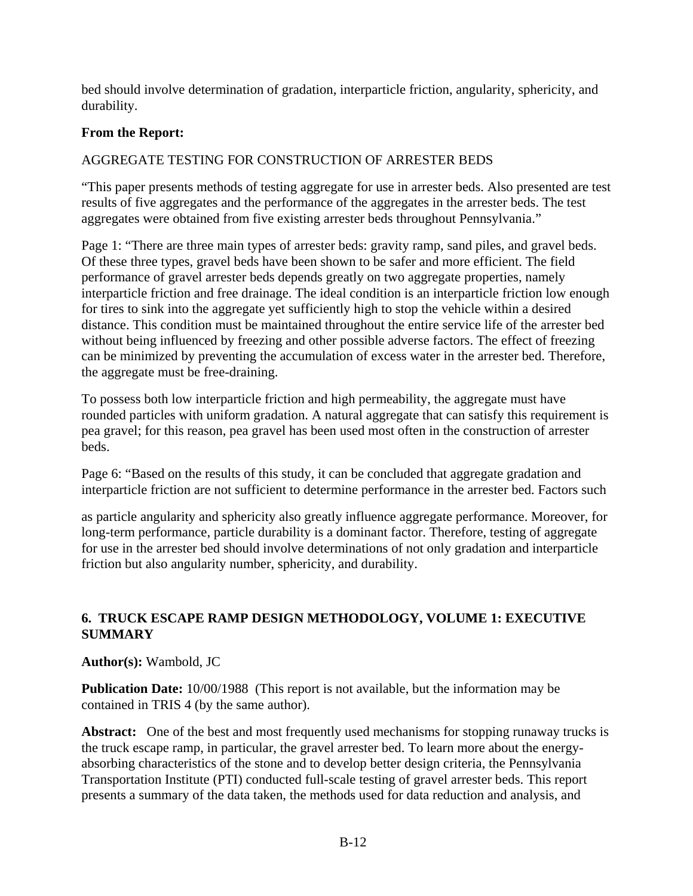bed should involve determination of gradation, interparticle friction, angularity, sphericity, and durability.

**From the Report:**

AGGREGATE TESTING FOR CONSTRUCTION OF ARRESTER BEDS

"This paper presents methods of testing aggregate for use in arrester beds. Also presented are test results of five aggregates and the performance of the aggregates in the arrester beds. The test aggregates were obtained from five existing arrester beds throughout Pennsylvania."

Page 1: "There are three main types of arrester beds: gravity ramp, sand piles, and gravel beds. Of these three types, gravel beds have been shown to be safer and more efficient. The field performance of gravel arrester beds depends greatly on two aggregate properties, namely interparticle friction and free drainage. The ideal condition is an interparticle friction low enough for tires to sink into the aggregate yet sufficiently high to stop the vehicle within a desired distance. This condition must be maintained throughout the entire service life of the arrester bed without being influenced by freezing and other possible adverse factors. The effect of freezing can be minimized by preventing the accumulation of excess water in the arrester bed. Therefore, the aggregate must be free-draining.

To possess both low interparticle friction and high permeability, the aggregate must have rounded particles with uniform gradation. A natural aggregate that can satisfy this requirement is pea gravel; for this reason, pea gravel has been used most often in the construction of arrester beds.

Page 6: "Based on the results of this study, it can be concluded that aggregate gradation and interparticle friction are not sufficient to determine performance in the arrester bed. Factors such as particle angularity and sphericity also greatly influence aggregate performance. Moreover, for long-term performance, particle durability is a dominant factor. Therefore, testing of aggregate for use in the arrester bed should involve determinations of not only gradation and interparticle friction but also angularity number, sphericity, and durability.

### 6. TRUCK ESCAPE RAMP DESIGN METHODOLOGY, VOLUME 1: EXECUTIVE SUMMARY

**Author(s):** Wambold, JC

**Publication Date:** 10/00/1988 (This report is not available, but the information may be contained in TRIS 4 (by the same author).

**Abstract:** One of the best and most frequently used mechanisms for stopping runaway trucks is the truck escape ramp, in particular, the gravel arrester bed. To learn more about the energy-absorbing characteristics of the stone and to develop better design criteria, the Pennsylvania Transportation Institute (PTI) conducted full-scale testing of gravel arrester beds. This report presents a summary of the data taken, the methods used for data reduction and analysis, and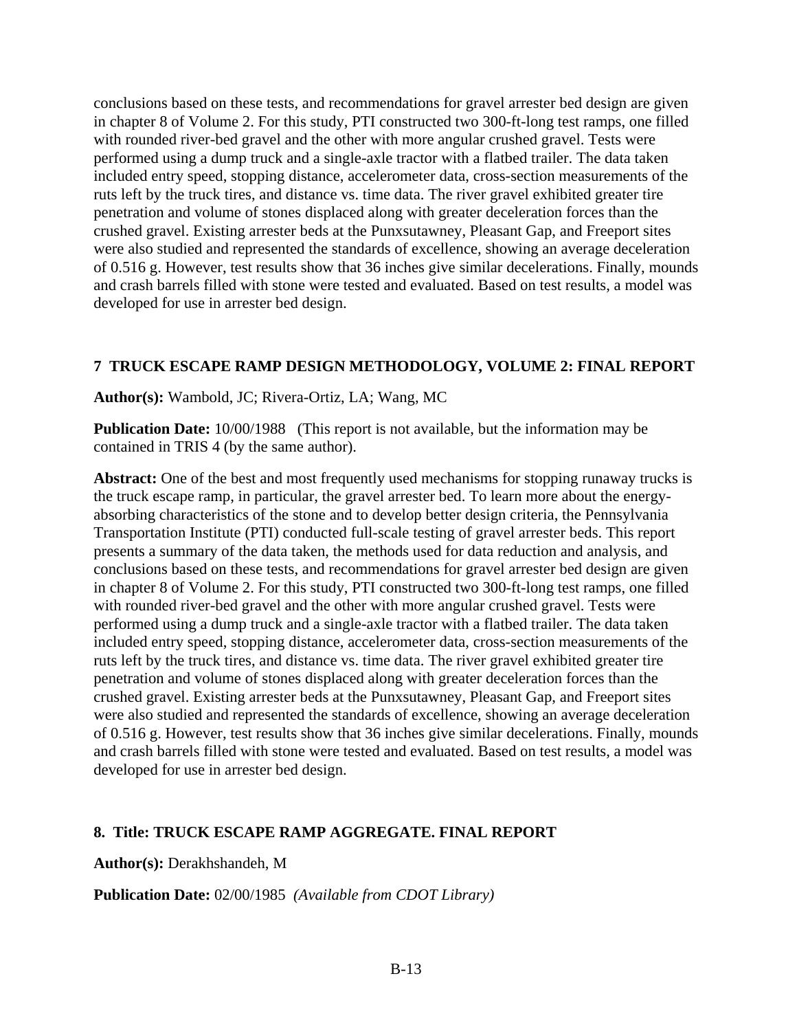conclusions based on these tests, and recommendations for gravel arrester bed design are given in chapter 8 of Volume 2. For this study, PTI constructed two 300-ft-long test ramps, one filled with rounded river-bed gravel and the other with more angular crushed gravel. Tests were performed using a dump truck and a single-axle tractor with a flatbed trailer. The data taken included entry speed, stopping distance, accelerometer data, cross-section measurements of the ruts left by the truck tires, and distance vs. time data. The river gravel exhibited greater tire penetration and volume of stones displaced along with greater deceleration forces than the crushed gravel. Existing arrester beds at the Punxsutawney, Pleasant Gap, and Freeport sites were also studied and represented the standards of excellence, showing an average deceleration of 0.516 g. However, test results show that 36 inches give similar decelerations. Finally, mounds and crash barrels filled with stone were tested and evaluated. Based on test results, a model was developed for use in arrester bed design.

### 7 TRUCK ESCAPE RAMP DESIGN METHODOLOGY, VOLUME 2: FINAL REPORT

**Author(s):** Wambold, JC; Rivera-Ortiz, LA; Wang, MC

**Publication Date:** 10/00/1988 (This report is not available, but the information may be contained in TRIS 4 (by the same author).

**Abstract:** One of the best and most frequently used mechanisms for stopping runaway trucks is the truck escape ramp, in particular, the gravel arrester bed. To learn more about the energy-absorbing characteristics of the stone and to develop better design criteria, the Pennsylvania Transportation Institute (PTI) conducted full-scale testing of gravel arrester beds. This report presents a summary of the data taken, the methods used for data reduction and analysis, and conclusions based on these tests, and recommendations for gravel arrester bed design are given in chapter 8 of Volume 2. For this study, PTI constructed two 300-ft-long test ramps, one filled with rounded river-bed gravel and the other with more angular crushed gravel. Tests were performed using a dump truck and a single-axle tractor with a flatbed trailer. The data taken included entry speed, stopping distance, accelerometer data, cross-section measurements of the ruts left by the truck tires, and distance vs. time data. The river gravel exhibited greater tire penetration and volume of stones displaced along with greater deceleration forces than the crushed gravel. Existing arrester beds at the Punxsutawney, Pleasant Gap, and Freeport sites were also studied and represented the standards of excellence, showing an average deceleration of 0.516 g. However, test results show that 36 inches give similar decelerations. Finally, mounds and crash barrels filled with stone were tested and evaluated. Based on test results, a model was developed for use in arrester bed design.

### 8. Title: TRUCK ESCAPE RAMP AGGREGATE. FINAL REPORT

**Author(s):** Derakhshandeh, M

**Publication Date:** 02/00/1985 *(Available from CDOT Library)*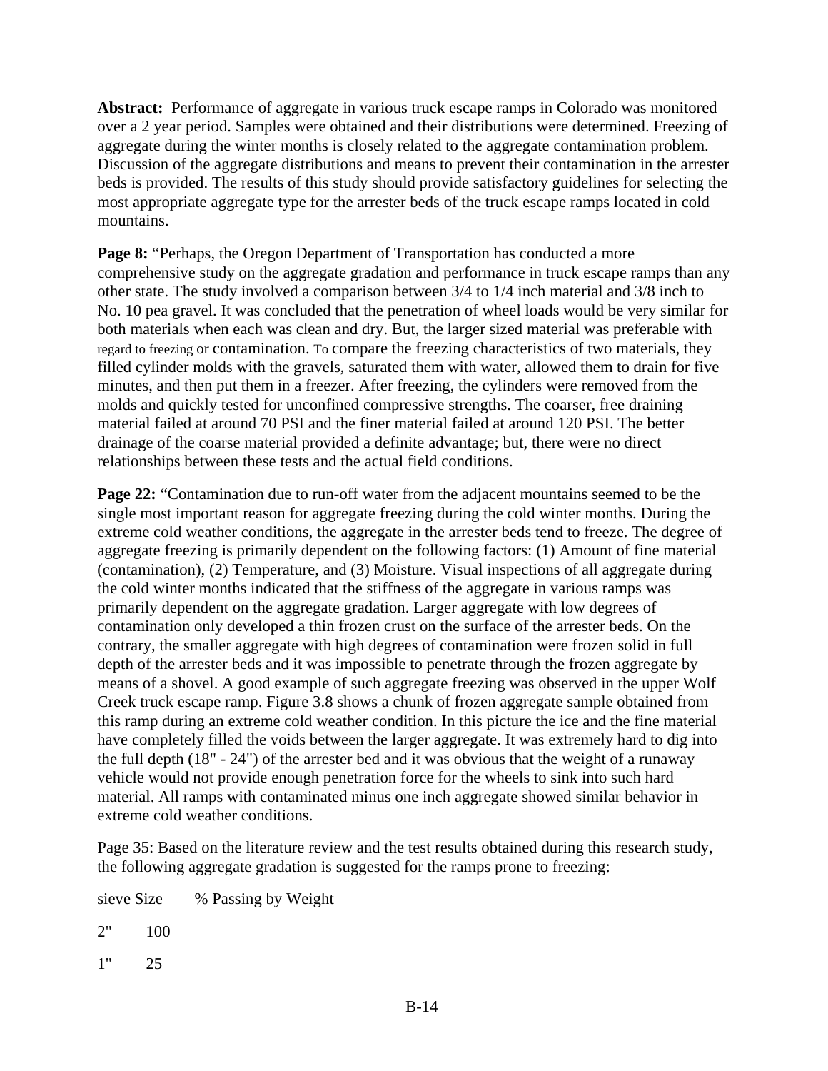**Abstract:** Performance of aggregate in various truck escape ramps in Colorado was monitored over a 2 year period. Samples were obtained and their distributions were determined. Freezing of aggregate during the winter months is closely related to the aggregate contamination problem. Discussion of the aggregate distributions and means to prevent their contamination in the arrester beds is provided. The results of this study should provide satisfactory guidelines for selecting the most appropriate aggregate type for the arrester beds of the truck escape ramps located in cold mountains.

**Page 8:** "Perhaps, the Oregon Department of Transportation has conducted a more comprehensive study on the aggregate gradation and performance in truck escape ramps than any other state. The study involved a comparison between 3/4 to 1/4 inch material and 3/8 inch to No. 10 pea gravel. It was concluded that the penetration of wheel loads would be very similar for both materials when each was clean and dry. But, the larger sized material was preferable with regard to freezing or contamination. To compare the freezing characteristics of two materials, they filled cylinder molds with the gravels, saturated them with water, allowed them to drain for five minutes, and then put them in a freezer. After freezing, the cylinders were removed from the molds and quickly tested for unconfined compressive strengths. The coarser, free draining material failed at around 70 PSI and the finer material failed at around 120 PSI. The better drainage of the coarse material provided a definite advantage; but, there were no direct relationships between these tests and the actual field conditions.

**Page 22:** "Contamination due to run-off water from the adjacent mountains seemed to be the single most important reason for aggregate freezing during the cold winter months. During the extreme cold weather conditions, the aggregate in the arrester beds tend to freeze. The degree of aggregate freezing is primarily dependent on the following factors: (1) Amount of fine material (contamination), (2) Temperature, and (3) Moisture. Visual inspections of all aggregate during the cold winter months indicated that the stiffness of the aggregate in various ramps was primarily dependent on the aggregate gradation. Larger aggregate with low degrees of contamination only developed a thin frozen crust on the surface of the arrester beds. On the contrary, the smaller aggregate with high degrees of contamination were frozen solid in full depth of the arrester beds and it was impossible to penetrate through the frozen aggregate by means of a shovel. A good example of such aggregate freezing was observed in the upper Wolf Creek truck escape ramp. Figure 3.8 shows a chunk of frozen aggregate sample obtained from this ramp during an extreme cold weather condition. In this picture the ice and the fine material have completely filled the voids between the larger aggregate. It was extremely hard to dig into the full depth (18" - 24") of the arrester bed and it was obvious that the weight of a runaway vehicle would not provide enough penetration force for the wheels to sink into such hard material. All ramps with contaminated minus one inch aggregate showed similar behavior in extreme cold weather conditions.

Page 35: Based on the literature review and the test results obtained during this research study, the following aggregate gradation is suggested for the ramps prone to freezing:

| sieve Size | % Passing by Weight |
|---|---|
| 2" | 100 |
| 1" | 25 |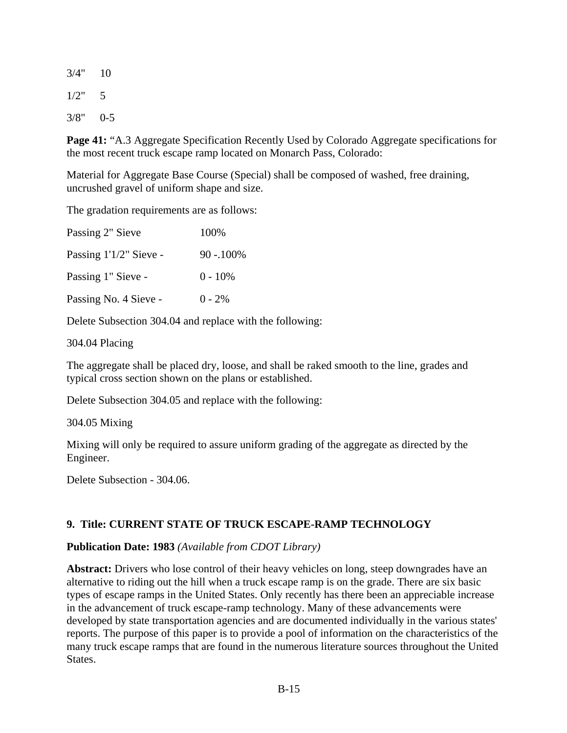3/4" 10

1/2" 5

3/8" 0-5

**Page 41:** "A.3 Aggregate Specification Recently Used by Colorado Aggregate specifications for the most recent truck escape ramp located on Monarch Pass, Colorado:

Material for Aggregate Base Course (Special) shall be composed of washed, free draining, uncrushed gravel of uniform shape and size.

The gradation requirements are as follows:

| | |
|---|---|
| Passing 2" Sieve | 100% |
| Passing 1'1/2" Sieve - | 90 -.100% |
| Passing 1" Sieve - | 0 - 10% |
| Passing No. 4 Sieve - | 0 - 2% |

Delete Subsection 304.04 and replace with the following:

304.04 Placing

The aggregate shall be placed dry, loose, and shall be raked smooth to the line, grades and typical cross section shown on the plans or established.

Delete Subsection 304.05 and replace with the following:

304.05 Mixing

Mixing will only be required to assure uniform grading of the aggregate as directed by the Engineer.

Delete Subsection - 304.06.

### 9. Title: CURRENT STATE OF TRUCK ESCAPE-RAMP TECHNOLOGY

**Publication Date: 1983** *(Available from CDOT Library)*

**Abstract:** Drivers who lose control of their heavy vehicles on long, steep downgrades have an alternative to riding out the hill when a truck escape ramp is on the grade. There are six basic types of escape ramps in the United States. Only recently has there been an appreciable increase in the advancement of truck escape-ramp technology. Many of these advancements were developed by state transportation agencies and are documented individually in the various states' reports. The purpose of this paper is to provide a pool of information on the characteristics of the many truck escape ramps that are found in the numerous literature sources throughout the United States.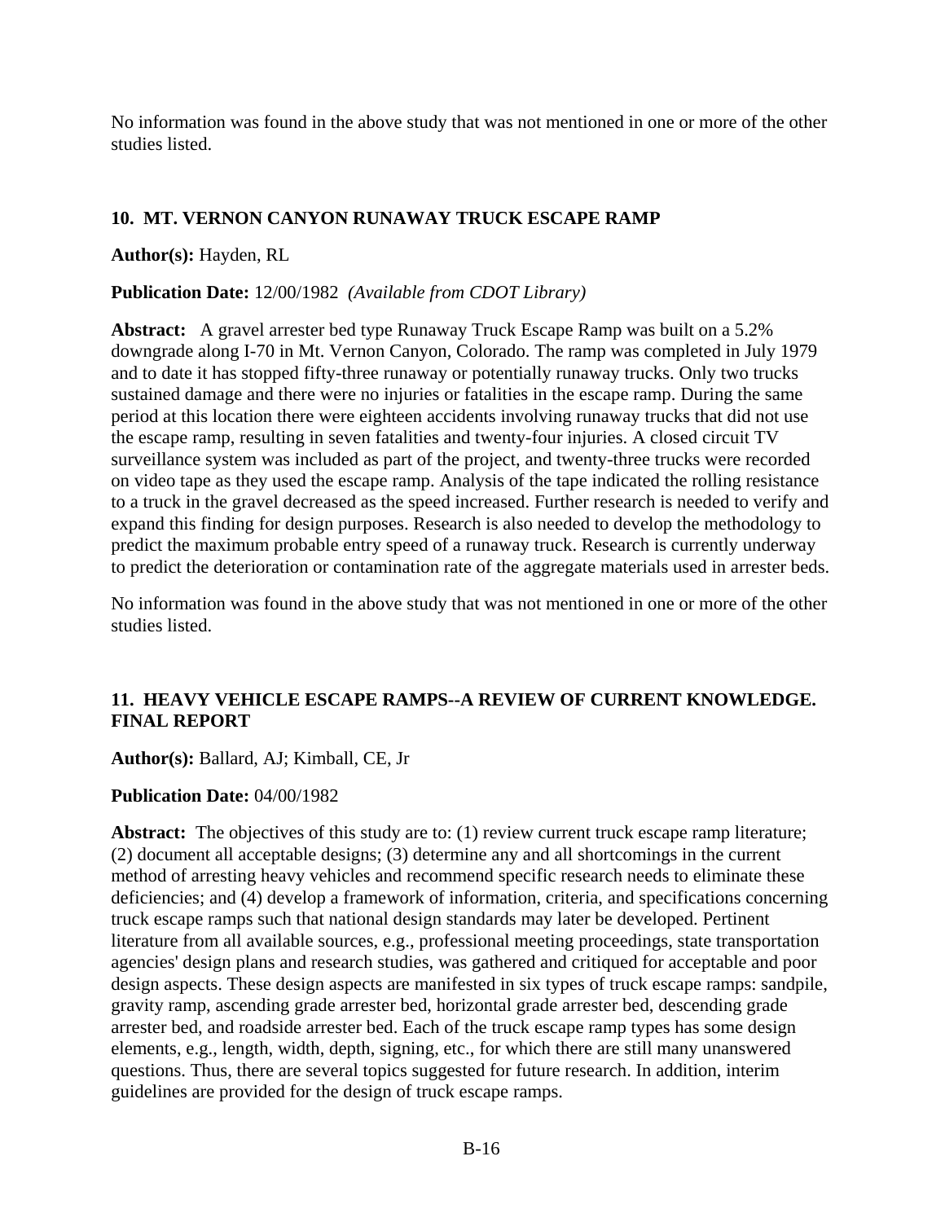No information was found in the above study that was not mentioned in one or more of the other studies listed.

### 10. MT. VERNON CANYON RUNAWAY TRUCK ESCAPE RAMP

**Author(s):** Hayden, RL

**Publication Date:** 12/00/1982 *(Available from CDOT Library)*

**Abstract:** A gravel arrester bed type Runaway Truck Escape Ramp was built on a 5.2% downgrade along I-70 in Mt. Vernon Canyon, Colorado. The ramp was completed in July 1979 and to date it has stopped fifty-three runaway or potentially runaway trucks. Only two trucks sustained damage and there were no injuries or fatalities in the escape ramp. During the same period at this location there were eighteen accidents involving runaway trucks that did not use the escape ramp, resulting in seven fatalities and twenty-four injuries. A closed circuit TV surveillance system was included as part of the project, and twenty-three trucks were recorded on video tape as they used the escape ramp. Analysis of the tape indicated the rolling resistance to a truck in the gravel decreased as the speed increased. Further research is needed to verify and expand this finding for design purposes. Research is also needed to develop the methodology to predict the maximum probable entry speed of a runaway truck. Research is currently underway to predict the deterioration or contamination rate of the aggregate materials used in arrester beds.

No information was found in the above study that was not mentioned in one or more of the other studies listed.

### 11. HEAVY VEHICLE ESCAPE RAMPS--A REVIEW OF CURRENT KNOWLEDGE. FINAL REPORT

**Author(s):** Ballard, AJ; Kimball, CE, Jr

**Publication Date:** 04/00/1982

**Abstract:** The objectives of this study are to: (1) review current truck escape ramp literature; (2) document all acceptable designs; (3) determine any and all shortcomings in the current method of arresting heavy vehicles and recommend specific research needs to eliminate these deficiencies; and (4) develop a framework of information, criteria, and specifications concerning truck escape ramps such that national design standards may later be developed. Pertinent literature from all available sources, e.g., professional meeting proceedings, state transportation agencies' design plans and research studies, was gathered and critiqued for acceptable and poor design aspects. These design aspects are manifested in six types of truck escape ramps: sandpile, gravity ramp, ascending grade arrester bed, horizontal grade arrester bed, descending grade arrester bed, and roadside arrester bed. Each of the truck escape ramp types has some design elements, e.g., length, width, depth, signing, etc., for which there are still many unanswered questions. Thus, there are several topics suggested for future research. In addition, interim guidelines are provided for the design of truck escape ramps.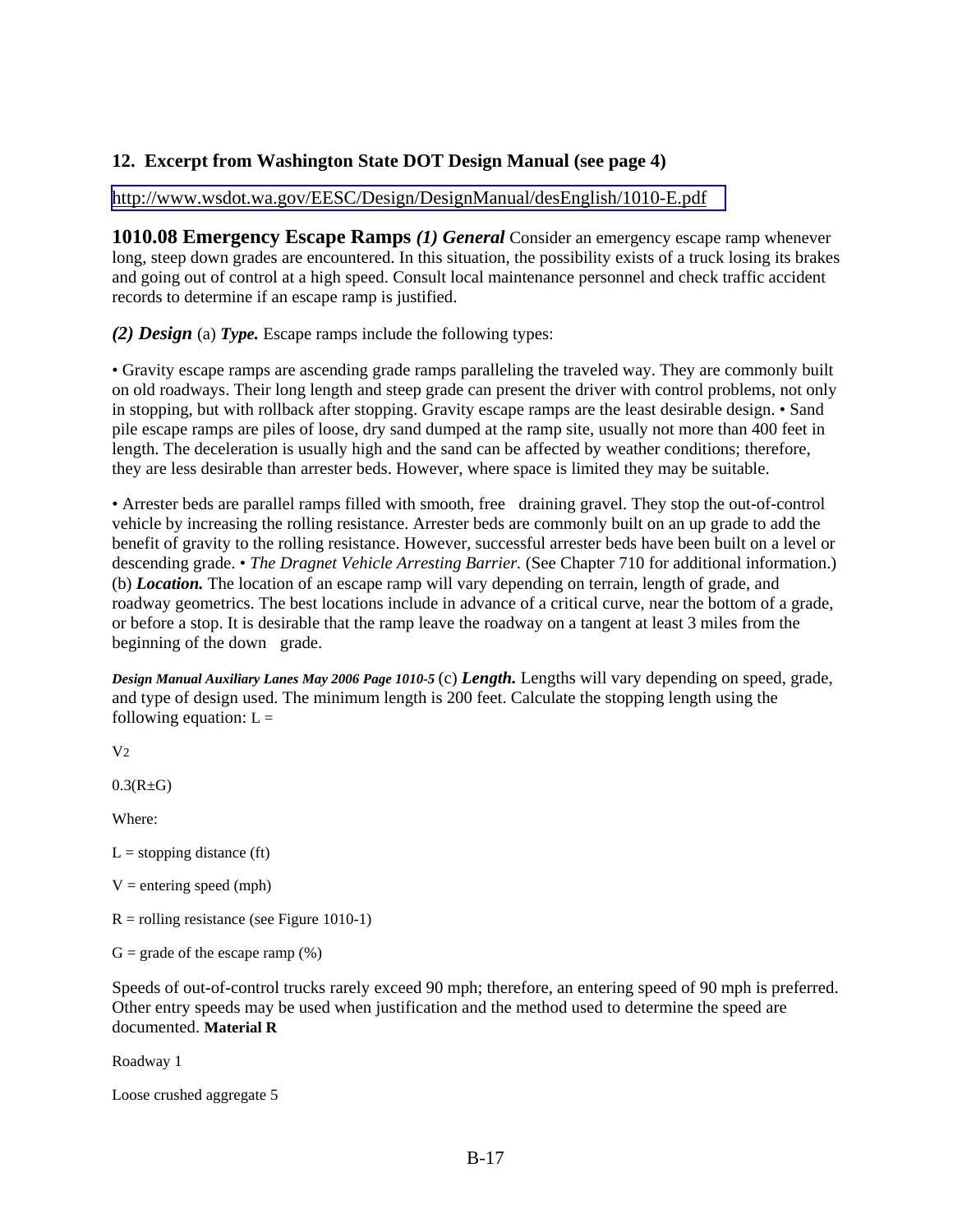## 12. Excerpt from Washington State DOT Design Manual (see page 4)

http://www.wsdot.wa.gov/EESC/Design/DesignManual/desEnglish/1010-E.pdf

**1010.08 Emergency Escape Ramps** ***(1) General*** Consider an emergency escape ramp whenever long, steep down grades are encountered. In this situation, the possibility exists of a truck losing its brakes and going out of control at a high speed. Consult local maintenance personnel and check traffic accident records to determine if an escape ramp is justified.

***(2) Design*** (a) ***Type.*** Escape ramps include the following types:

• Gravity escape ramps are ascending grade ramps paralleling the traveled way. They are commonly built on old roadways. Their long length and steep grade can present the driver with control problems, not only in stopping, but with rollback after stopping. Gravity escape ramps are the least desirable design. • Sand pile escape ramps are piles of loose, dry sand dumped at the ramp site, usually not more than 400 feet in length. The deceleration is usually high and the sand can be affected by weather conditions; therefore, they are less desirable than arrester beds. However, where space is limited they may be suitable.

• Arrester beds are parallel ramps filled with smooth, free draining gravel. They stop the out-of-control vehicle by increasing the rolling resistance. Arrester beds are commonly built on an up grade to add the benefit of gravity to the rolling resistance. However, successful arrester beds have been built on a level or descending grade. • *The Dragnet Vehicle Arresting Barrier.* (See Chapter 710 for additional information.) (b) ***Location.*** The location of an escape ramp will vary depending on terrain, length of grade, and roadway geometrics. The best locations include in advance of a critical curve, near the bottom of a grade, or before a stop. It is desirable that the ramp leave the roadway on a tangent at least 3 miles from the beginning of the down grade.

***Design Manual Auxiliary Lanes May 2006 Page 1010-5*** (c) ***Length.*** Lengths will vary depending on speed, grade, and type of design used. The minimum length is 200 feet. Calculate the stopping length using the following equation:

$$L = \frac{V^2}{0.3(R \pm G)}$$

Where:

L = stopping distance (ft)

V = entering speed (mph)

R = rolling resistance (see Figure 1010-1)

G = grade of the escape ramp (%)

Speeds of out-of-control trucks rarely exceed 90 mph; therefore, an entering speed of 90 mph is preferred. Other entry speeds may be used when justification and the method used to determine the speed are documented.

| Material | R |
|---|---|
| Roadway | 1 |
| Loose crushed aggregate | 5 |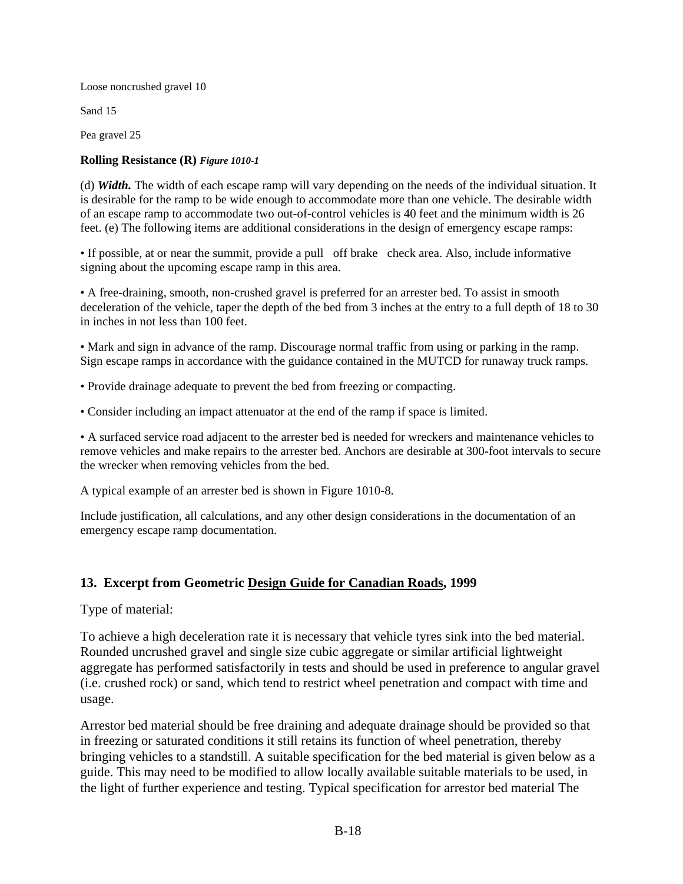Loose noncrushed gravel 10

Sand 15

Pea gravel 25

**Rolling Resistance (R)** ***Figure 1010-1***

(d) ***Width.*** The width of each escape ramp will vary depending on the needs of the individual situation. It is desirable for the ramp to be wide enough to accommodate more than one vehicle. The desirable width of an escape ramp to accommodate two out-of-control vehicles is 40 feet and the minimum width is 26 feet. (e) The following items are additional considerations in the design of emergency escape ramps:

• If possible, at or near the summit, provide a pull off brake check area. Also, include informative signing about the upcoming escape ramp in this area.

• A free-draining, smooth, non-crushed gravel is preferred for an arrester bed. To assist in smooth deceleration of the vehicle, taper the depth of the bed from 3 inches at the entry to a full depth of 18 to 30 in inches in not less than 100 feet.

• Mark and sign in advance of the ramp. Discourage normal traffic from using or parking in the ramp. Sign escape ramps in accordance with the guidance contained in the MUTCD for runaway truck ramps.

• Provide drainage adequate to prevent the bed from freezing or compacting.

• Consider including an impact attenuator at the end of the ramp if space is limited.

• A surfaced service road adjacent to the arrester bed is needed for wreckers and maintenance vehicles to remove vehicles and make repairs to the arrester bed. Anchors are desirable at 300-foot intervals to secure the wrecker when removing vehicles from the bed.

A typical example of an arrester bed is shown in Figure 1010-8.

Include justification, all calculations, and any other design considerations in the documentation of an emergency escape ramp documentation.

## 13. Excerpt from Geometric Design Guide for Canadian Roads, 1999

Type of material:

To achieve a high deceleration rate it is necessary that vehicle tyres sink into the bed material. Rounded uncrushed gravel and single size cubic aggregate or similar artificial lightweight aggregate has performed satisfactorily in tests and should be used in preference to angular gravel (i.e. crushed rock) or sand, which tend to restrict wheel penetration and compact with time and usage.

Arrestor bed material should be free draining and adequate drainage should be provided so that in freezing or saturated conditions it still retains its function of wheel penetration, thereby bringing vehicles to a standstill. A suitable specification for the bed material is given below as a guide. This may need to be modified to allow locally available suitable materials to be used, in the light of further experience and testing. Typical specification for arrestor bed material The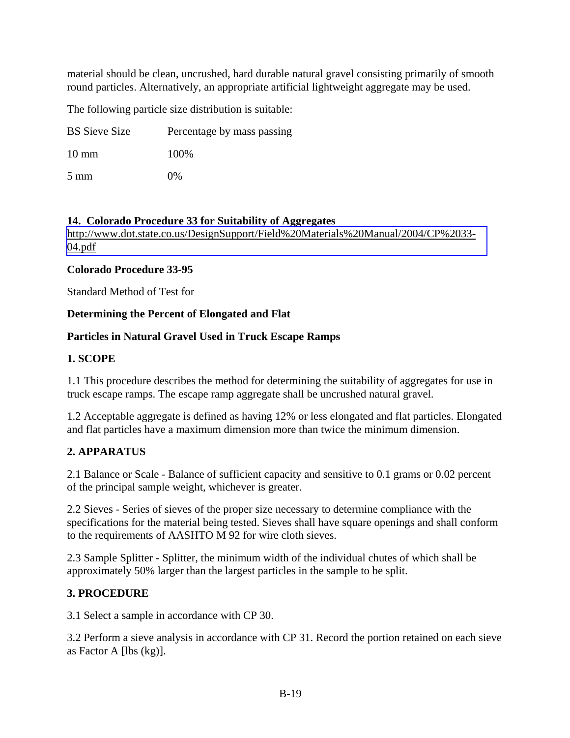material should be clean, uncrushed, hard durable natural gravel consisting primarily of smooth round particles. Alternatively, an appropriate artificial lightweight aggregate may be used.

The following particle size distribution is suitable:

| BS Sieve Size | Percentage by mass passing |
|---|---|
| 10 mm | 100% |
| 5 mm | 0% |

**14. Colorado Procedure 33 for Suitability of Aggregates**
http://www.dot.state.co.us/DesignSupport/Field%20Materials%20Manual/2004/CP%2033-04.pdf

**Colorado Procedure 33-95**

Standard Method of Test for

**Determining the Percent of Elongated and Flat**

**Particles in Natural Gravel Used in Truck Escape Ramps**

**1. SCOPE**

1.1 This procedure describes the method for determining the suitability of aggregates for use in truck escape ramps. The escape ramp aggregate shall be uncrushed natural gravel.

1.2 Acceptable aggregate is defined as having 12% or less elongated and flat particles. Elongated and flat particles have a maximum dimension more than twice the minimum dimension.

**2. APPARATUS**

2.1 Balance or Scale - Balance of sufficient capacity and sensitive to 0.1 grams or 0.02 percent of the principal sample weight, whichever is greater.

2.2 Sieves - Series of sieves of the proper size necessary to determine compliance with the specifications for the material being tested. Sieves shall have square openings and shall conform to the requirements of AASHTO M 92 for wire cloth sieves.

2.3 Sample Splitter - Splitter, the minimum width of the individual chutes of which shall be approximately 50% larger than the largest particles in the sample to be split.

**3. PROCEDURE**

3.1 Select a sample in accordance with CP 30.

3.2 Perform a sieve analysis in accordance with CP 31. Record the portion retained on each sieve as Factor A [lbs (kg)].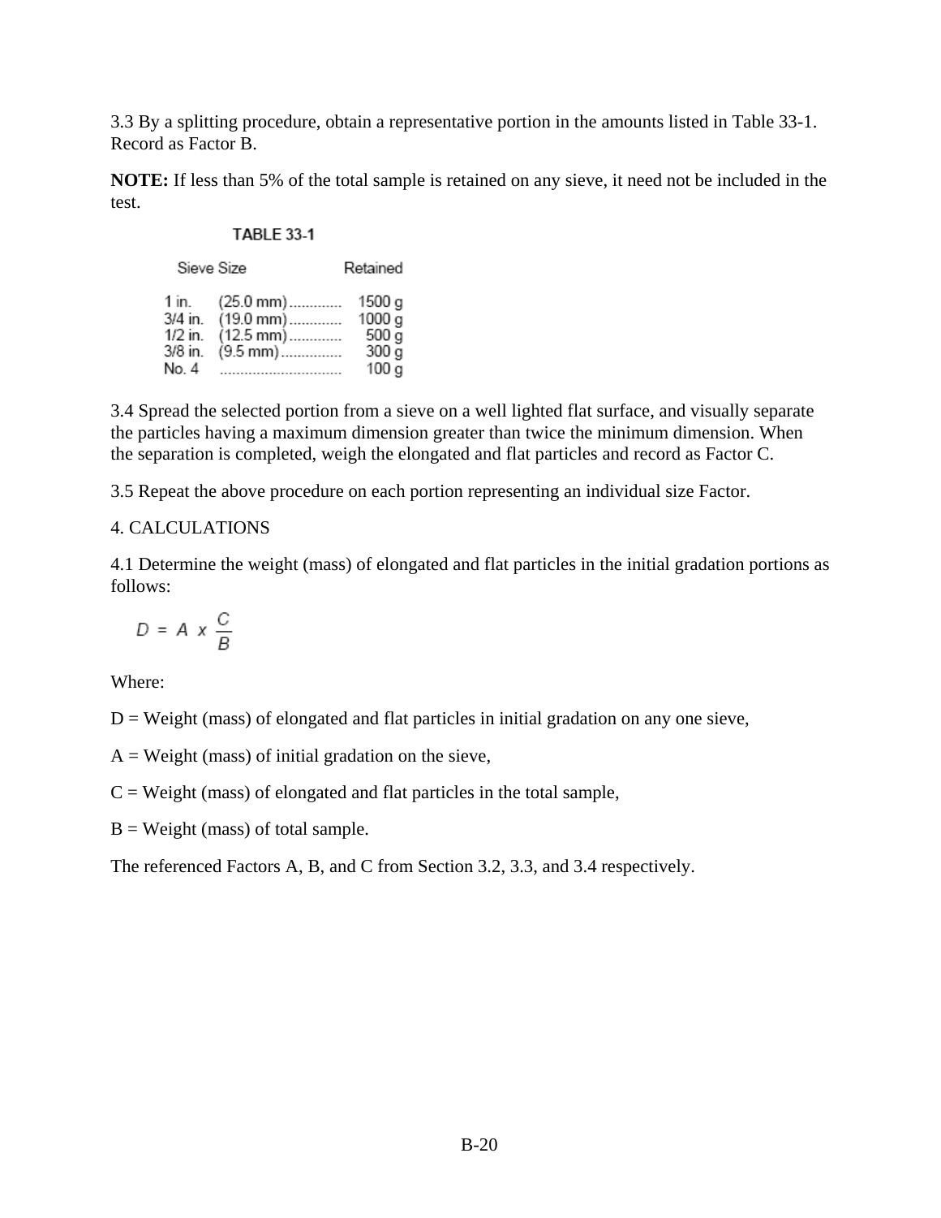3.3 By a splitting procedure, obtain a representative portion in the amounts listed in Table 33-1. Record as Factor B.

**NOTE:** If less than 5% of the total sample is retained on any sieve, it need not be included in the test.

TABLE 33-1

| Sieve Size | | Retained |
|---|---|---|
| 1 in. | (25.0 mm) | 1500 g |
| 3/4 in. | (19.0 mm) | 1000 g |
| 1/2 in. | (12.5 mm) | 500 g |
| 3/8 in. | (9.5 mm) | 300 g |
| No. 4 | | 100 g |

3.4 Spread the selected portion from a sieve on a well lighted flat surface, and visually separate the particles having a maximum dimension greater than twice the minimum dimension. When the separation is completed, weigh the elongated and flat particles and record as Factor C.

3.5 Repeat the above procedure on each portion representing an individual size Factor.

4. CALCULATIONS

4.1 Determine the weight (mass) of elongated and flat particles in the initial gradation portions as follows:

$$D = A \ x \ \frac{C}{B}$$

Where:

D = Weight (mass) of elongated and flat particles in initial gradation on any one sieve,

A = Weight (mass) of initial gradation on the sieve,

C = Weight (mass) of elongated and flat particles in the total sample,

B = Weight (mass) of total sample.

The referenced Factors A, B, and C from Section 3.2, 3.3, and 3.4 respectively.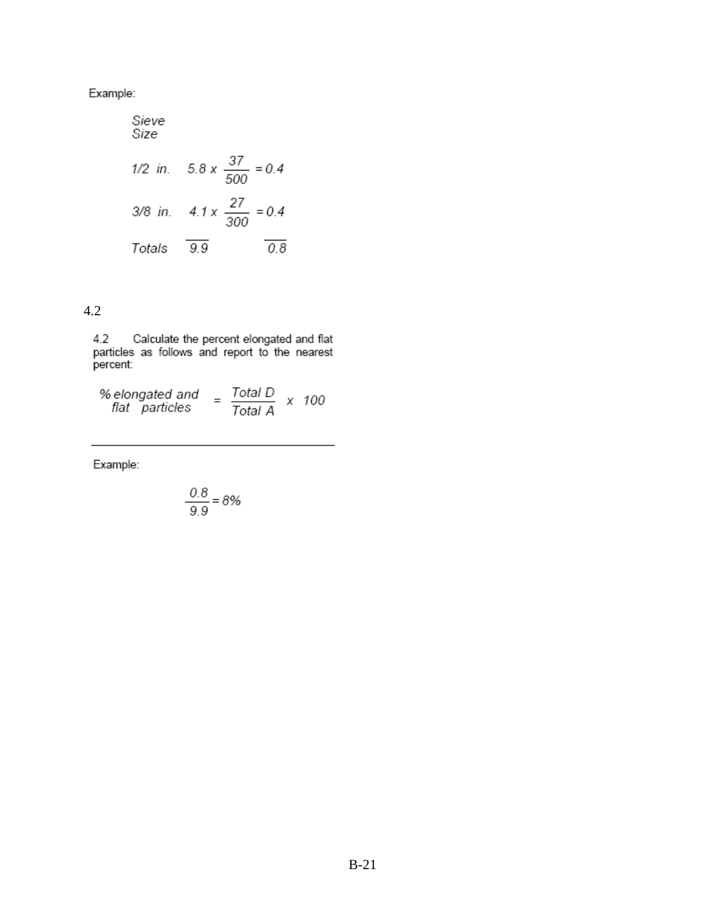Example:

*Sieve Size*

| | | |
|---|---|---|
| *1/2 in.* | $5.8 \times \frac{37}{500} = 0.4$ | |
| *3/8 in.* | $4.1 \times \frac{27}{300} = 0.4$ | |
| *Totals* | $\overline{9.9}$ | $\overline{0.8}$ |

4.2

4.2 Calculate the percent elongated and flat particles as follows and report to the nearest percent:

$$\%\ \text{elongated and flat particles} = \frac{\text{Total D}}{\text{Total A}} \times 100$$

---

Example:

$$\frac{0.8}{9.9} = 8\%$$